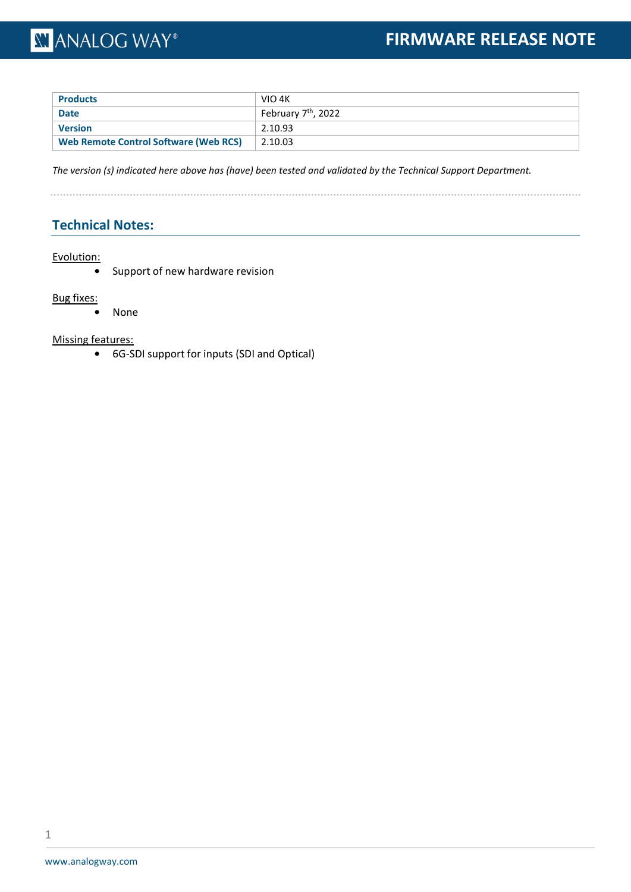# FIRMWARE RELEASE NOTE

| Products | VIO 4K |
| --- | --- |
| Date | February 7th, 2022 |
| Version | 2.10.93 |
| Web Remote Control Software (Web RCS) | 2.10.03 |

*The version (s) indicated here above has (have) been tested and validated by the Technical Support Department.*

## Technical Notes:

Evolution:

- Support of new hardware revision

Bug fixes:

- None

Missing features:

- 6G-SDI support for inputs (SDI and Optical)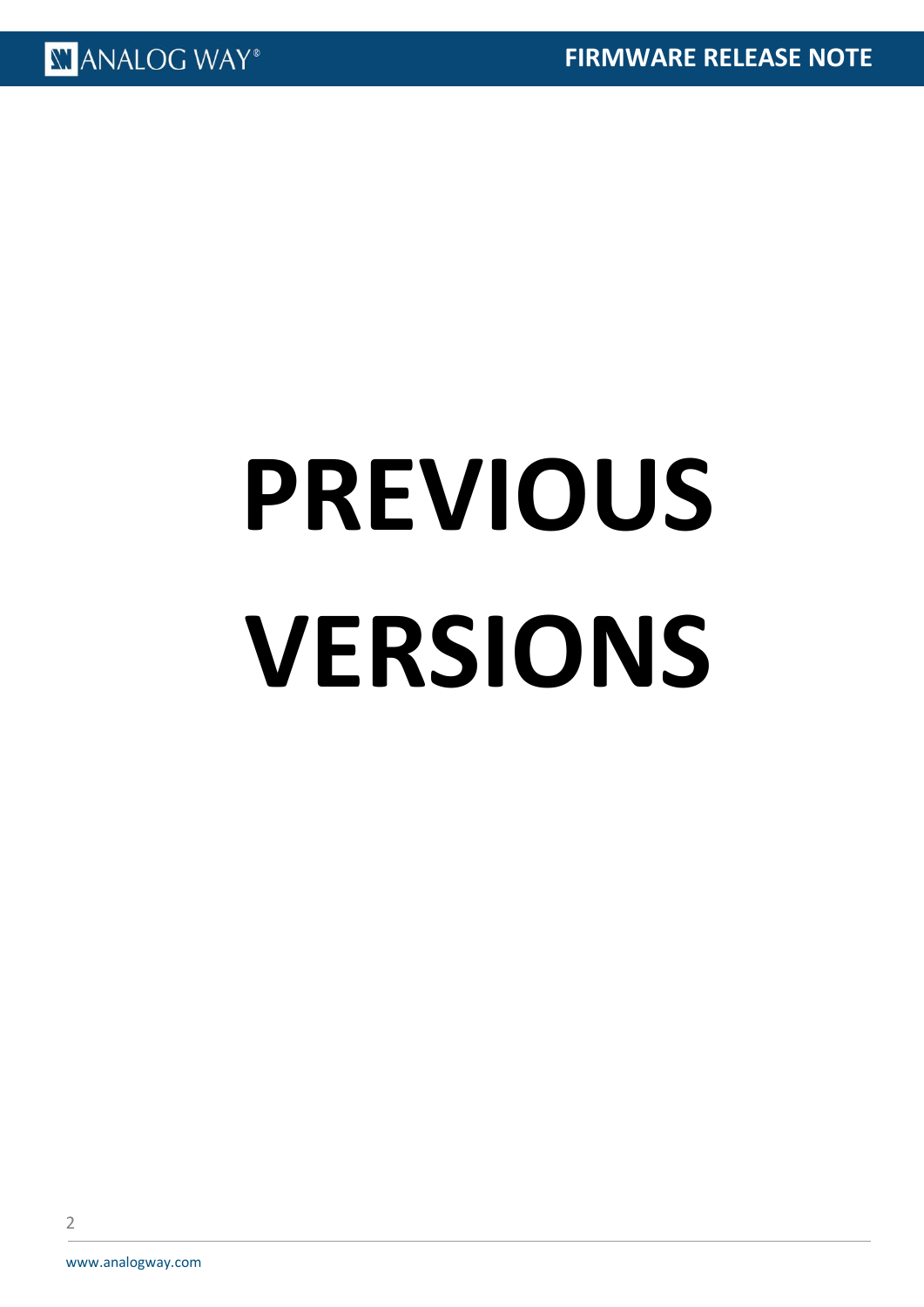# PREVIOUS VERSIONS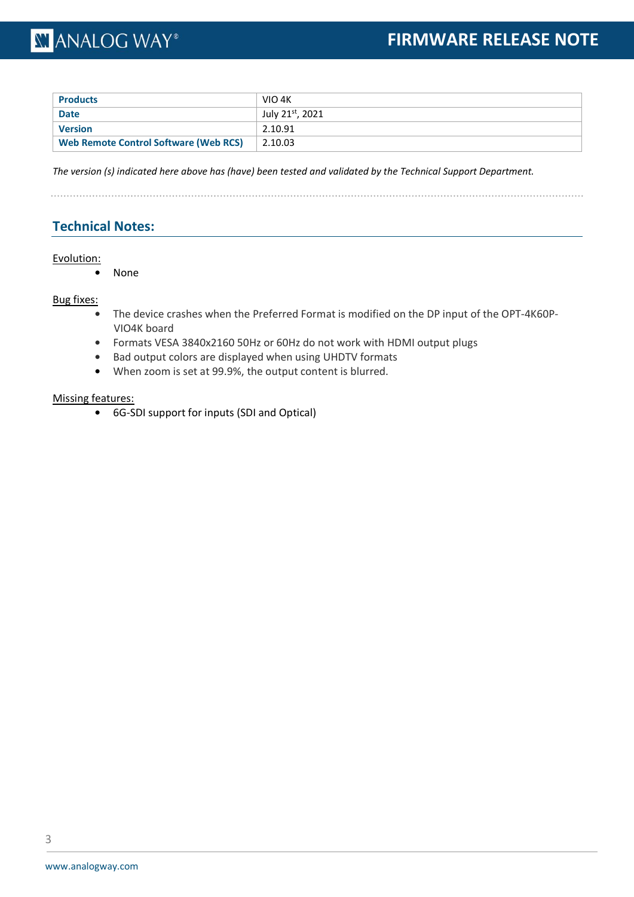| Products | VIO 4K |
|---|---|
| Date | July 21st, 2021 |
| Version | 2.10.91 |
| Web Remote Control Software (Web RCS) | 2.10.03 |

*The version (s) indicated here above has (have) been tested and validated by the Technical Support Department.*

## Technical Notes:

Evolution:

- None

Bug fixes:

- The device crashes when the Preferred Format is modified on the DP input of the OPT-4K60P-VIO4K board
- Formats VESA 3840x2160 50Hz or 60Hz do not work with HDMI output plugs
- Bad output colors are displayed when using UHDTV formats
- When zoom is set at 99.9%, the output content is blurred.

Missing features:

- 6G-SDI support for inputs (SDI and Optical)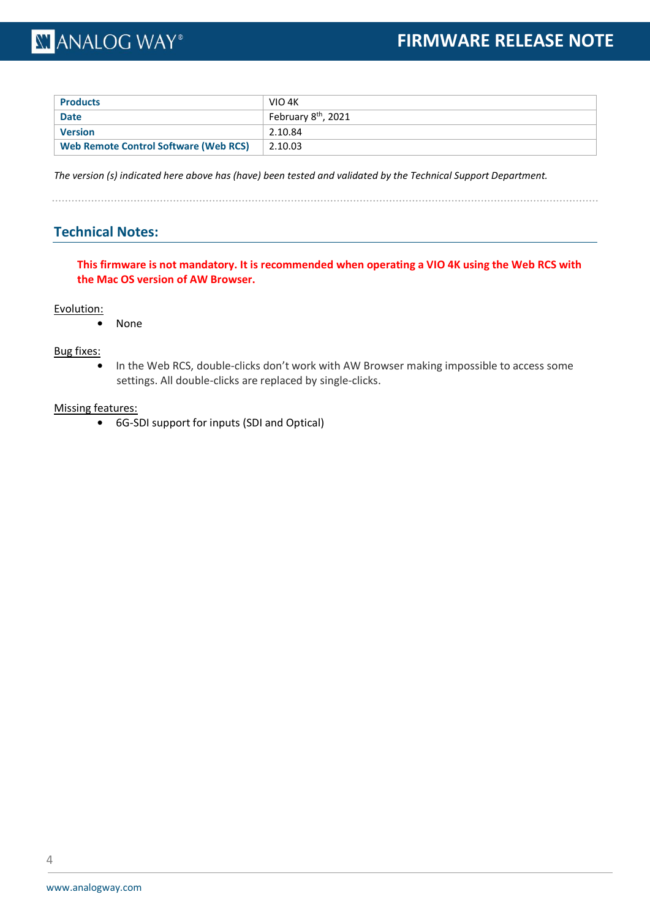| Products | VIO 4K |
|---|---|
| Date | February 8th, 2021 |
| Version | 2.10.84 |
| Web Remote Control Software (Web RCS) | 2.10.03 |

*The version (s) indicated here above has (have) been tested and validated by the Technical Support Department.*

## Technical Notes:

**This firmware is not mandatory. It is recommended when operating a VIO 4K using the Web RCS with the Mac OS version of AW Browser.**

Evolution:

- None

Bug fixes:

- In the Web RCS, double-clicks don't work with AW Browser making impossible to access some settings. All double-clicks are replaced by single-clicks.

Missing features:

- 6G-SDI support for inputs (SDI and Optical)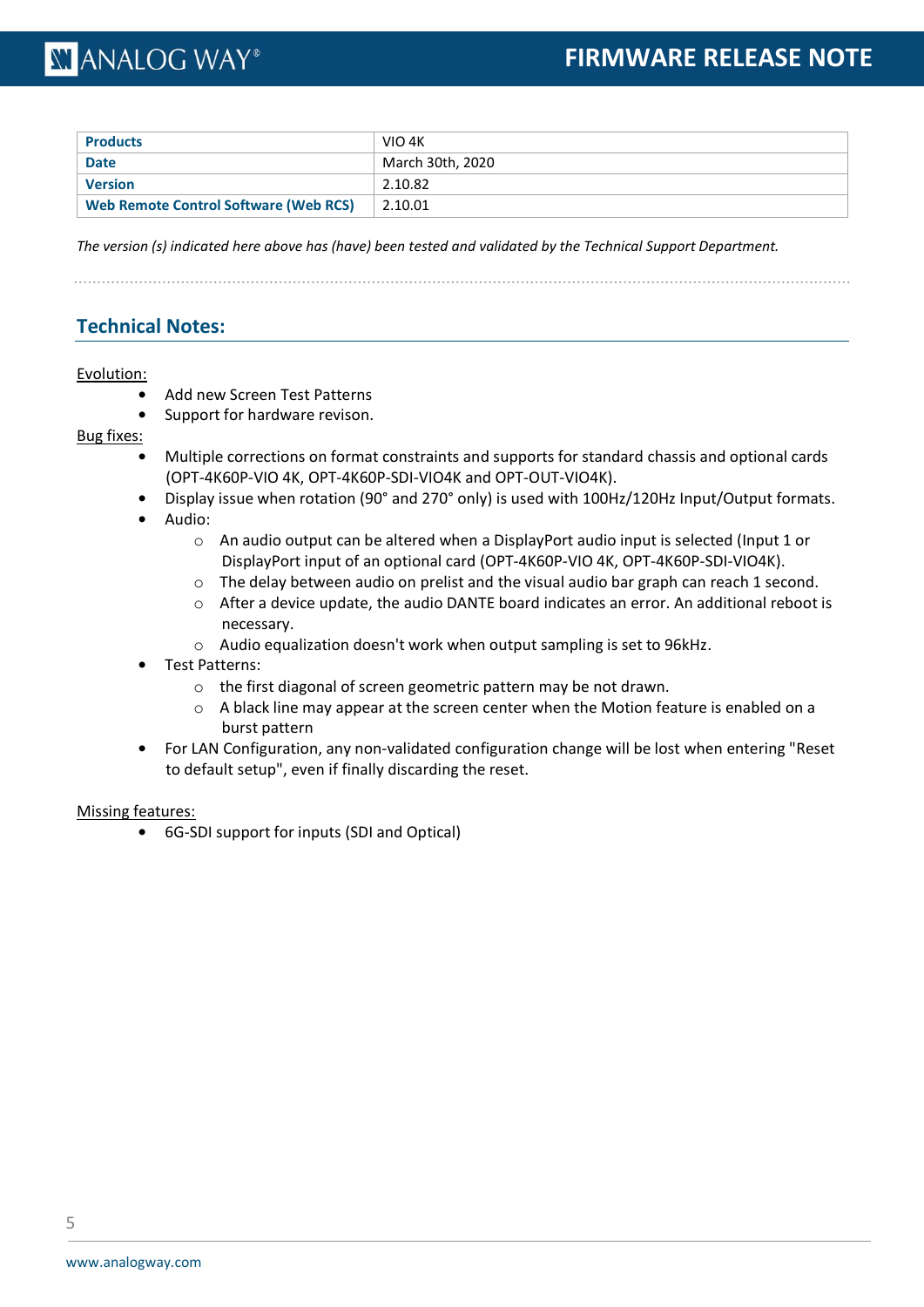| Products | VIO 4K |
|---|---|
| Date | March 30th, 2020 |
| Version | 2.10.82 |
| Web Remote Control Software (Web RCS) | 2.10.01 |

*The version (s) indicated here above has (have) been tested and validated by the Technical Support Department.*

## Technical Notes:

Evolution:

- Add new Screen Test Patterns
- Support for hardware revison.

Bug fixes:

- Multiple corrections on format constraints and supports for standard chassis and optional cards (OPT-4K60P-VIO 4K, OPT-4K60P-SDI-VIO4K and OPT-OUT-VIO4K).
- Display issue when rotation (90° and 270° only) is used with 100Hz/120Hz Input/Output formats.
- Audio:
  - An audio output can be altered when a DisplayPort audio input is selected (Input 1 or DisplayPort input of an optional card (OPT-4K60P-VIO 4K, OPT-4K60P-SDI-VIO4K).
  - The delay between audio on prelist and the visual audio bar graph can reach 1 second.
  - After a device update, the audio DANTE board indicates an error. An additional reboot is necessary.
  - Audio equalization doesn't work when output sampling is set to 96kHz.
- Test Patterns:
  - the first diagonal of screen geometric pattern may be not drawn.
  - A black line may appear at the screen center when the Motion feature is enabled on a burst pattern
- For LAN Configuration, any non-validated configuration change will be lost when entering "Reset to default setup", even if finally discarding the reset.

Missing features:

- 6G-SDI support for inputs (SDI and Optical)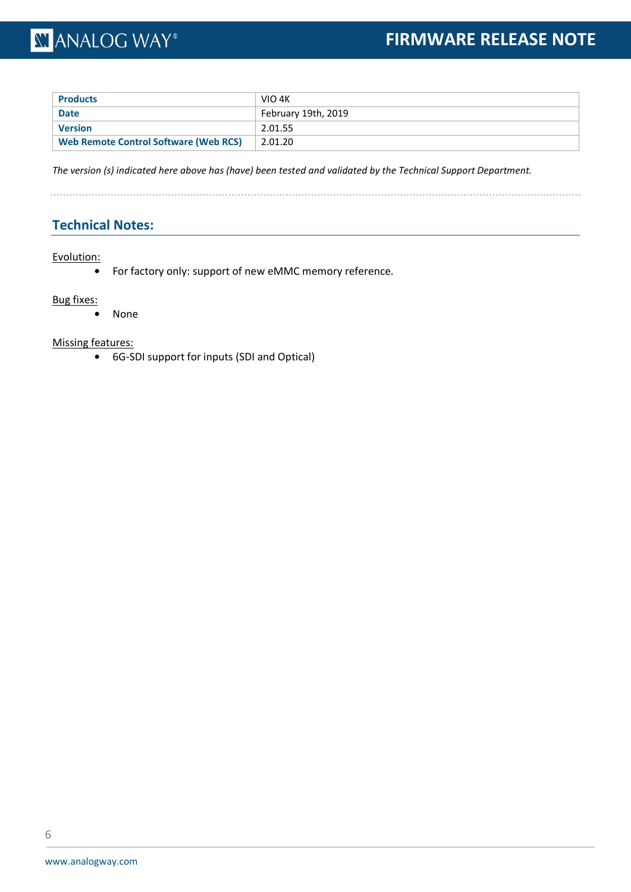| Products | VIO 4K |
| --- | --- |
| Date | February 19th, 2019 |
| Version | 2.01.55 |
| Web Remote Control Software (Web RCS) | 2.01.20 |

*The version (s) indicated here above has (have) been tested and validated by the Technical Support Department.*

## Technical Notes:

Evolution:

- For factory only: support of new eMMC memory reference.

Bug fixes:

- None

Missing features:

- 6G-SDI support for inputs (SDI and Optical)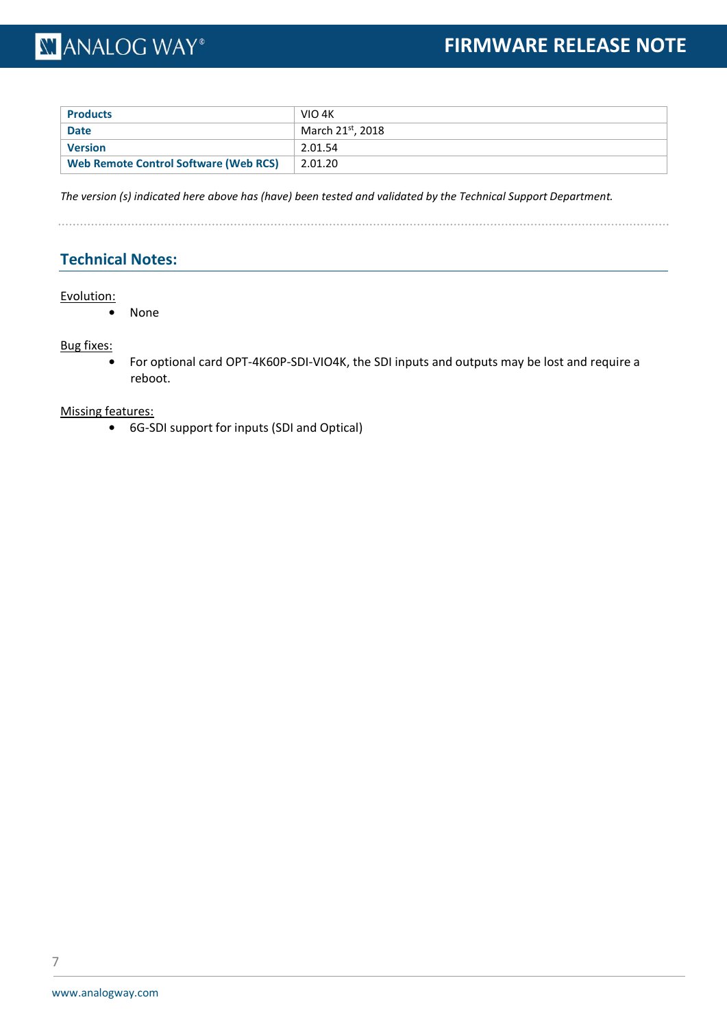| Products | VIO 4K |
| --- | --- |
| Date | March 21st, 2018 |
| Version | 2.01.54 |
| Web Remote Control Software (Web RCS) | 2.01.20 |

*The version (s) indicated here above has (have) been tested and validated by the Technical Support Department.*

## Technical Notes:

Evolution:

- None

Bug fixes:

- For optional card OPT-4K60P-SDI-VIO4K, the SDI inputs and outputs may be lost and require a reboot.

Missing features:

- 6G-SDI support for inputs (SDI and Optical)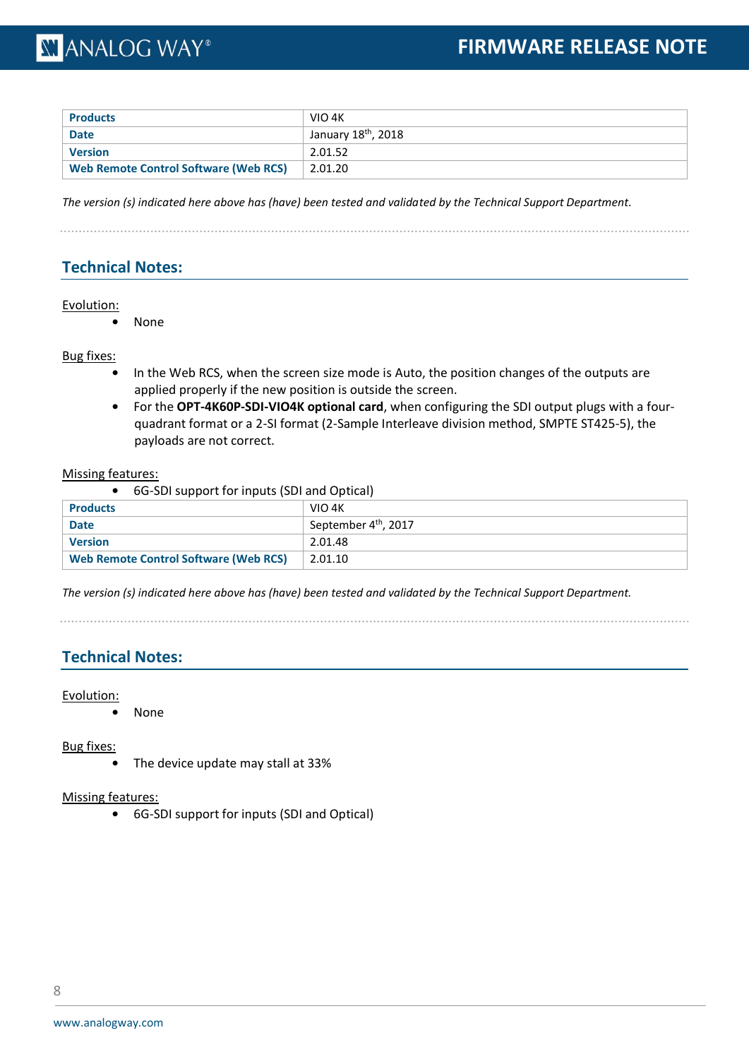| Products | VIO 4K |
|---|---|
| Date | January 18th, 2018 |
| Version | 2.01.52 |
| Web Remote Control Software (Web RCS) | 2.01.20 |

*The version (s) indicated here above has (have) been tested and validated by the Technical Support Department.*

## Technical Notes:

Evolution:

- None

Bug fixes:

- In the Web RCS, when the screen size mode is Auto, the position changes of the outputs are applied properly if the new position is outside the screen.
- For the **OPT-4K60P-SDI-VIO4K optional card**, when configuring the SDI output plugs with a four-quadrant format or a 2-SI format (2-Sample Interleave division method, SMPTE ST425-5), the payloads are not correct.

Missing features:

- 6G-SDI support for inputs (SDI and Optical)

| Products | VIO 4K |
|---|---|
| Date | September 4th, 2017 |
| Version | 2.01.48 |
| Web Remote Control Software (Web RCS) | 2.01.10 |

*The version (s) indicated here above has (have) been tested and validated by the Technical Support Department.*

## Technical Notes:

Evolution:

- None

Bug fixes:

- The device update may stall at 33%

Missing features:

- 6G-SDI support for inputs (SDI and Optical)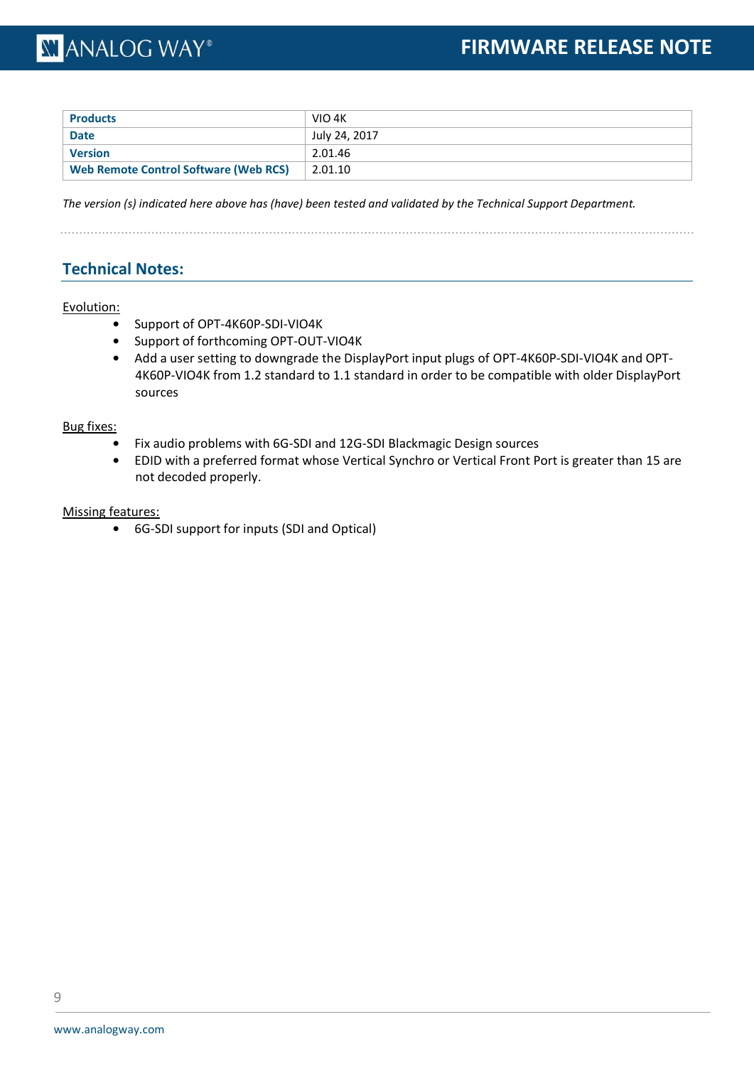| Products | VIO 4K |
| --- | --- |
| Date | July 24, 2017 |
| Version | 2.01.46 |
| Web Remote Control Software (Web RCS) | 2.01.10 |

*The version (s) indicated here above has (have) been tested and validated by the Technical Support Department.*

## Technical Notes:

Evolution:

- Support of OPT-4K60P-SDI-VIO4K
- Support of forthcoming OPT-OUT-VIO4K
- Add a user setting to downgrade the DisplayPort input plugs of OPT-4K60P-SDI-VIO4K and OPT-4K60P-VIO4K from 1.2 standard to 1.1 standard in order to be compatible with older DisplayPort sources

Bug fixes:

- Fix audio problems with 6G-SDI and 12G-SDI Blackmagic Design sources
- EDID with a preferred format whose Vertical Synchro or Vertical Front Port is greater than 15 are not decoded properly.

Missing features:

- 6G-SDI support for inputs (SDI and Optical)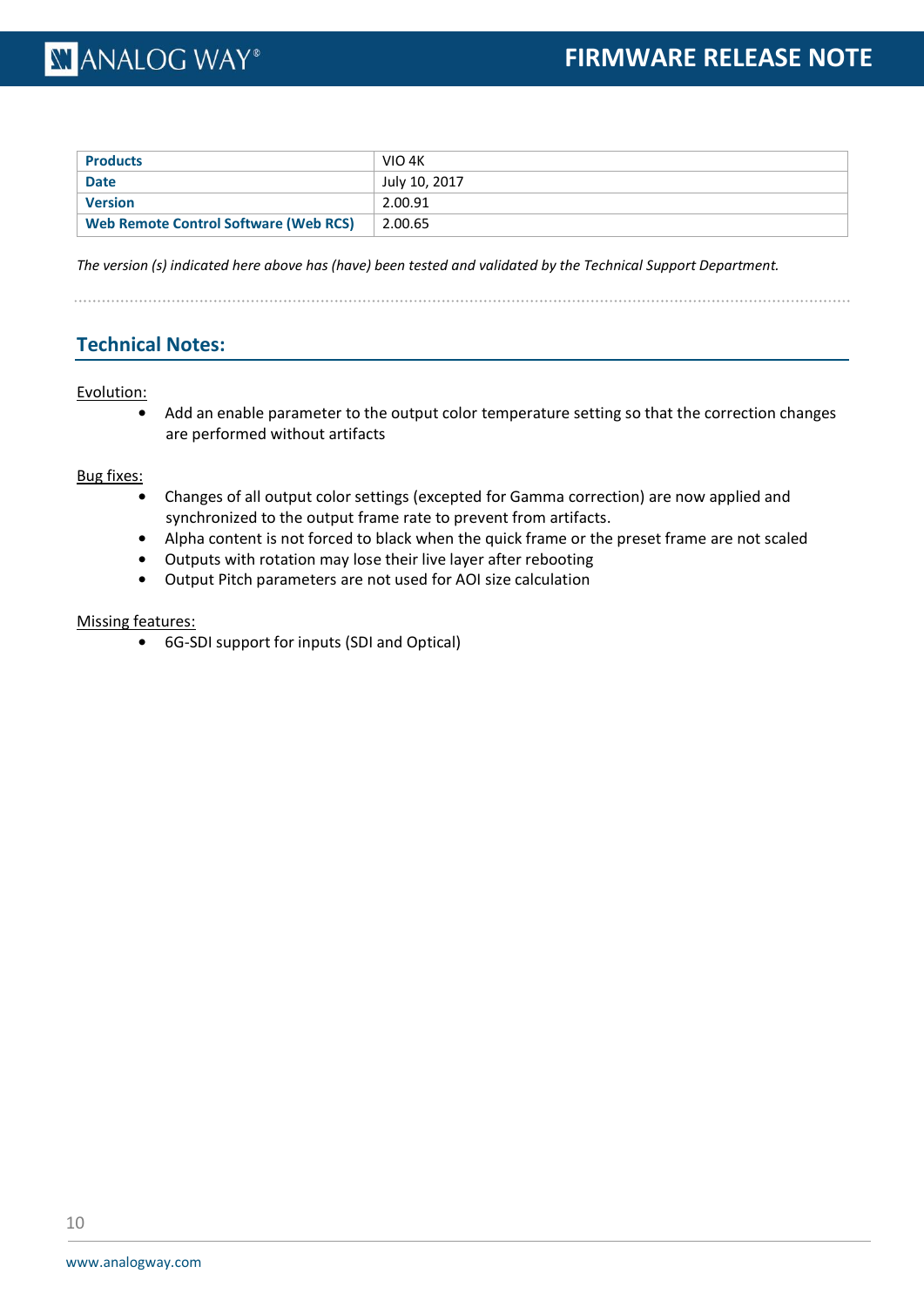| Products | VIO 4K |
| --- | --- |
| Date | July 10, 2017 |
| Version | 2.00.91 |
| Web Remote Control Software (Web RCS) | 2.00.65 |

*The version (s) indicated here above has (have) been tested and validated by the Technical Support Department.*

## Technical Notes:

Evolution:

- Add an enable parameter to the output color temperature setting so that the correction changes are performed without artifacts

Bug fixes:

- Changes of all output color settings (excepted for Gamma correction) are now applied and synchronized to the output frame rate to prevent from artifacts.
- Alpha content is not forced to black when the quick frame or the preset frame are not scaled
- Outputs with rotation may lose their live layer after rebooting
- Output Pitch parameters are not used for AOI size calculation

Missing features:

- 6G-SDI support for inputs (SDI and Optical)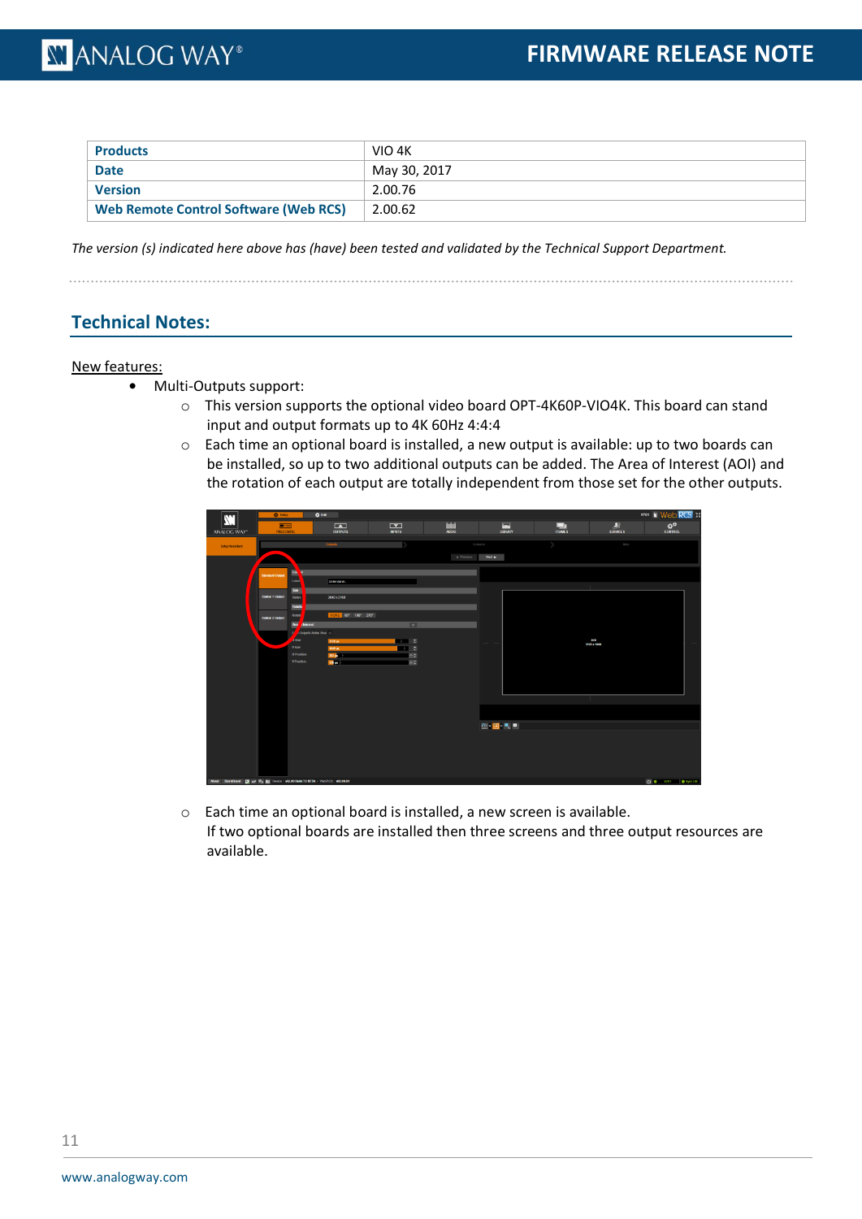| Products | VIO 4K |
| --- | --- |
| Date | May 30, 2017 |
| Version | 2.00.76 |
| Web Remote Control Software (Web RCS) | 2.00.62 |

*The version (s) indicated here above has (have) been tested and validated by the Technical Support Department.*

## Technical Notes:

New features:

- Multi-Outputs support:
  - This version supports the optional video board OPT-4K60P-VIO4K. This board can stand input and output formats up to 4K 60Hz 4:4:4
  - Each time an optional board is installed, a new output is available: up to two boards can be installed, so up to two additional outputs can be added. The Area of Interest (AOI) and the rotation of each output are totally independent from those set for the other outputs.
  - Each time an optional board is installed, a new screen is available.
    If two optional boards are installed then three screens and three output resources are available.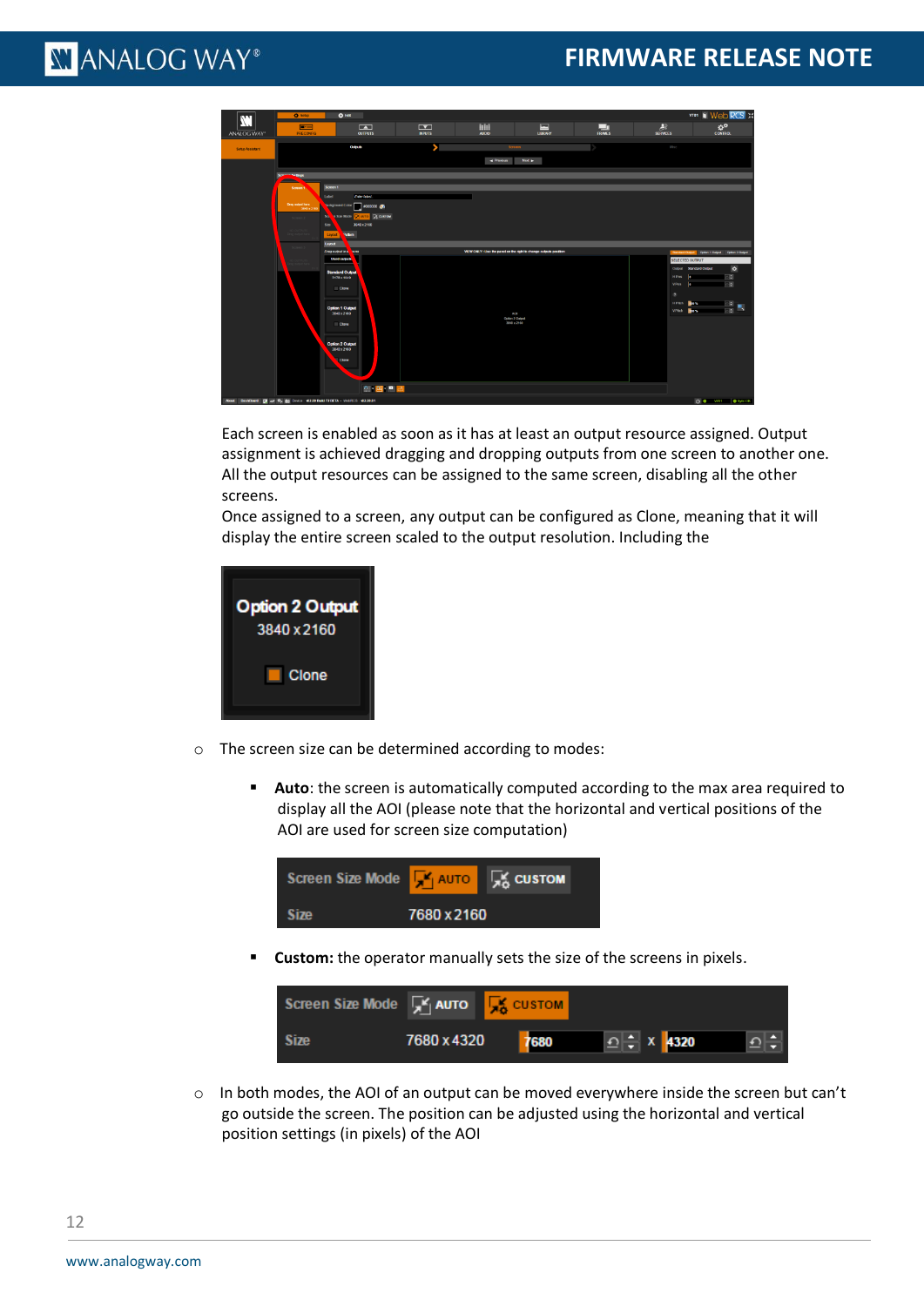Each screen is enabled as soon as it has at least an output resource assigned. Output assignment is achieved dragging and dropping outputs from one screen to another one. All the output resources can be assigned to the same screen, disabling all the other screens.
Once assigned to a screen, any output can be configured as Clone, meaning that it will display the entire screen scaled to the output resolution. Including the

- The screen size can be determined according to modes:
  - **Auto**: the screen is automatically computed according to the max area required to display all the AOI (please note that the horizontal and vertical positions of the AOI are used for screen size computation)
  - **Custom:** the operator manually sets the size of the screens in pixels.
- In both modes, the AOI of an output can be moved everywhere inside the screen but can't go outside the screen. The position can be adjusted using the horizontal and vertical position settings (in pixels) of the AOI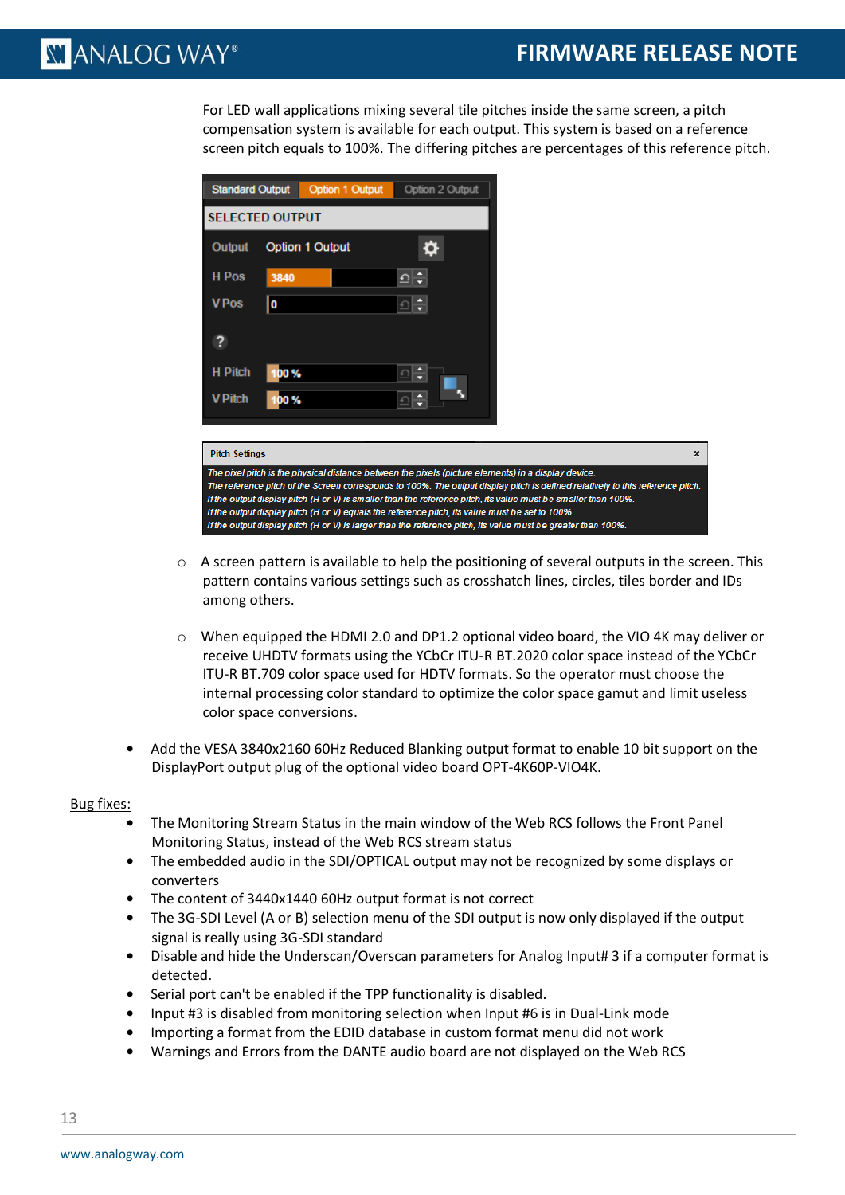For LED wall applications mixing several tile pitches inside the same screen, a pitch compensation system is available for each output. This system is based on a reference screen pitch equals to 100%. The differing pitches are percentages of this reference pitch.

- A screen pattern is available to help the positioning of several outputs in the screen. This pattern contains various settings such as crosshatch lines, circles, tiles border and IDs among others.

- When equipped the HDMI 2.0 and DP1.2 optional video board, the VIO 4K may deliver or receive UHDTV formats using the YCbCr ITU-R BT.2020 color space instead of the YCbCr ITU-R BT.709 color space used for HDTV formats. So the operator must choose the internal processing color standard to optimize the color space gamut and limit useless color space conversions.

- Add the VESA 3840x2160 60Hz Reduced Blanking output format to enable 10 bit support on the DisplayPort output plug of the optional video board OPT-4K60P-VIO4K.

<u>Bug fixes:</u>

- The Monitoring Stream Status in the main window of the Web RCS follows the Front Panel Monitoring Status, instead of the Web RCS stream status
- The embedded audio in the SDI/OPTICAL output may not be recognized by some displays or converters
- The content of 3440x1440 60Hz output format is not correct
- The 3G-SDI Level (A or B) selection menu of the SDI output is now only displayed if the output signal is really using 3G-SDI standard
- Disable and hide the Underscan/Overscan parameters for Analog Input# 3 if a computer format is detected.
- Serial port can't be enabled if the TPP functionality is disabled.
- Input #3 is disabled from monitoring selection when Input #6 is in Dual-Link mode
- Importing a format from the EDID database in custom format menu did not work
- Warnings and Errors from the DANTE audio board are not displayed on the Web RCS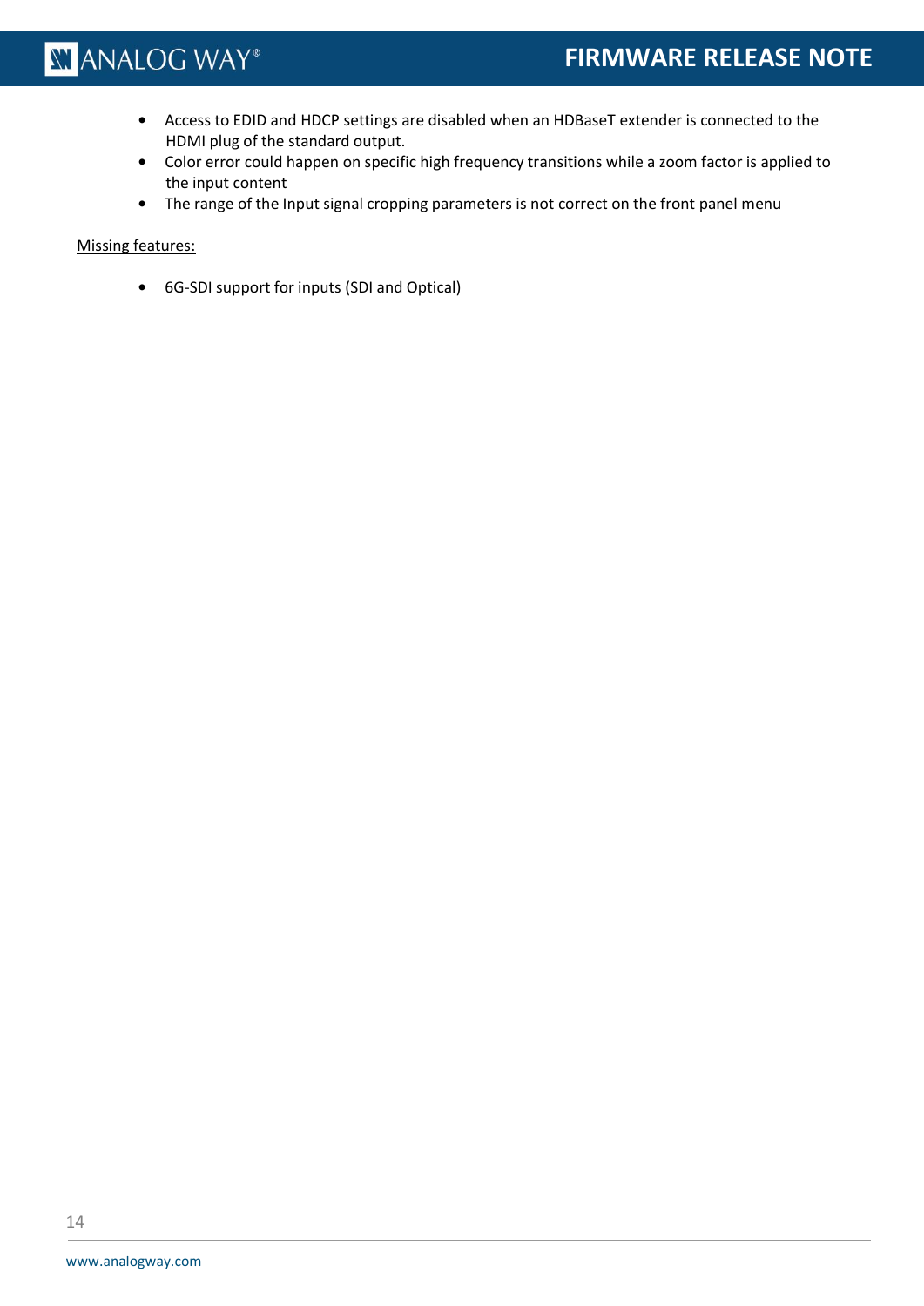- Access to EDID and HDCP settings are disabled when an HDBaseT extender is connected to the HDMI plug of the standard output.
- Color error could happen on specific high frequency transitions while a zoom factor is applied to the input content
- The range of the Input signal cropping parameters is not correct on the front panel menu

Missing features:

- 6G-SDI support for inputs (SDI and Optical)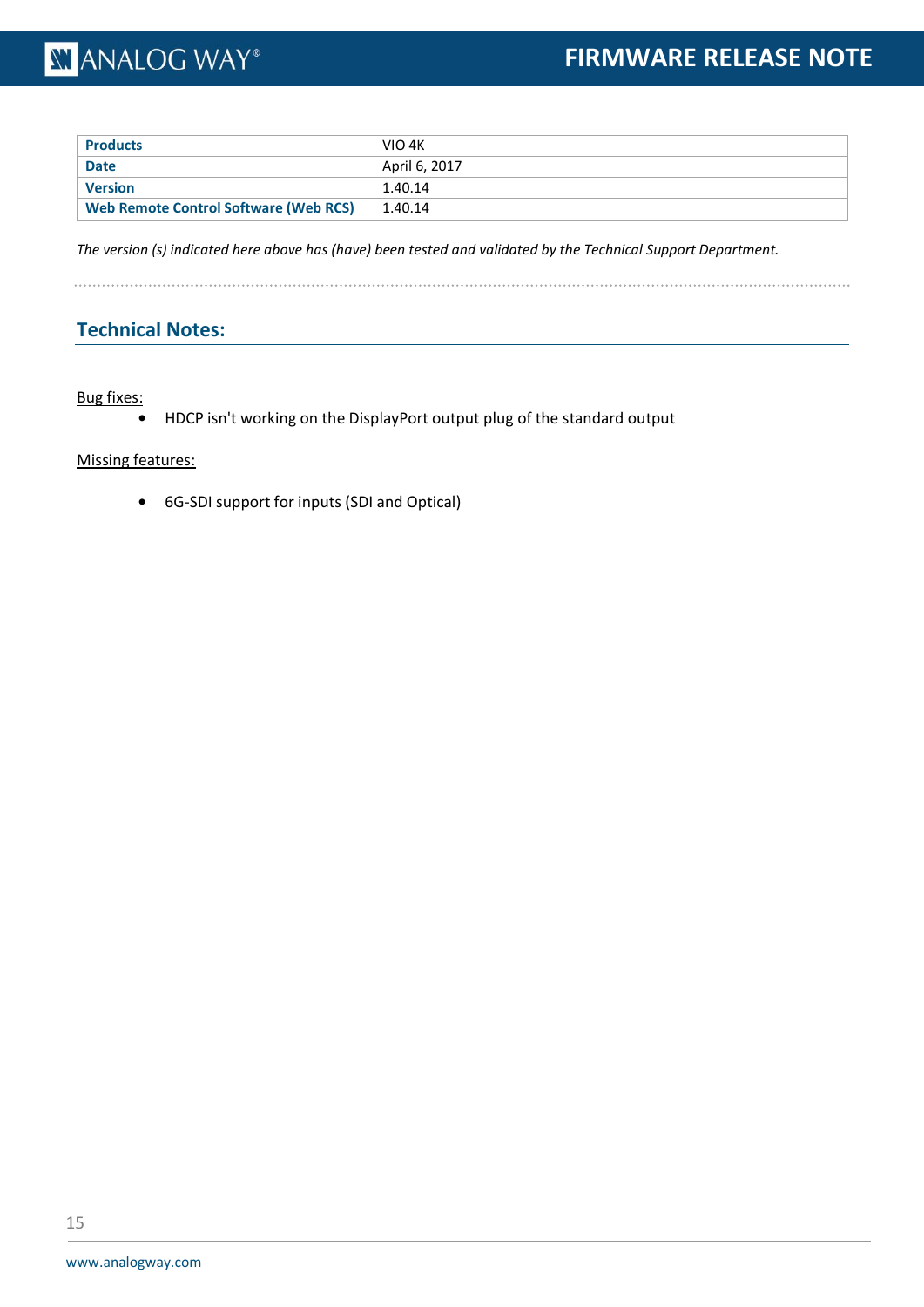| Products | VIO 4K |
|---|---|
| Date | April 6, 2017 |
| Version | 1.40.14 |
| Web Remote Control Software (Web RCS) | 1.40.14 |

*The version (s) indicated here above has (have) been tested and validated by the Technical Support Department.*

## Technical Notes:

Bug fixes:

- HDCP isn't working on the DisplayPort output plug of the standard output

Missing features:

- 6G-SDI support for inputs (SDI and Optical)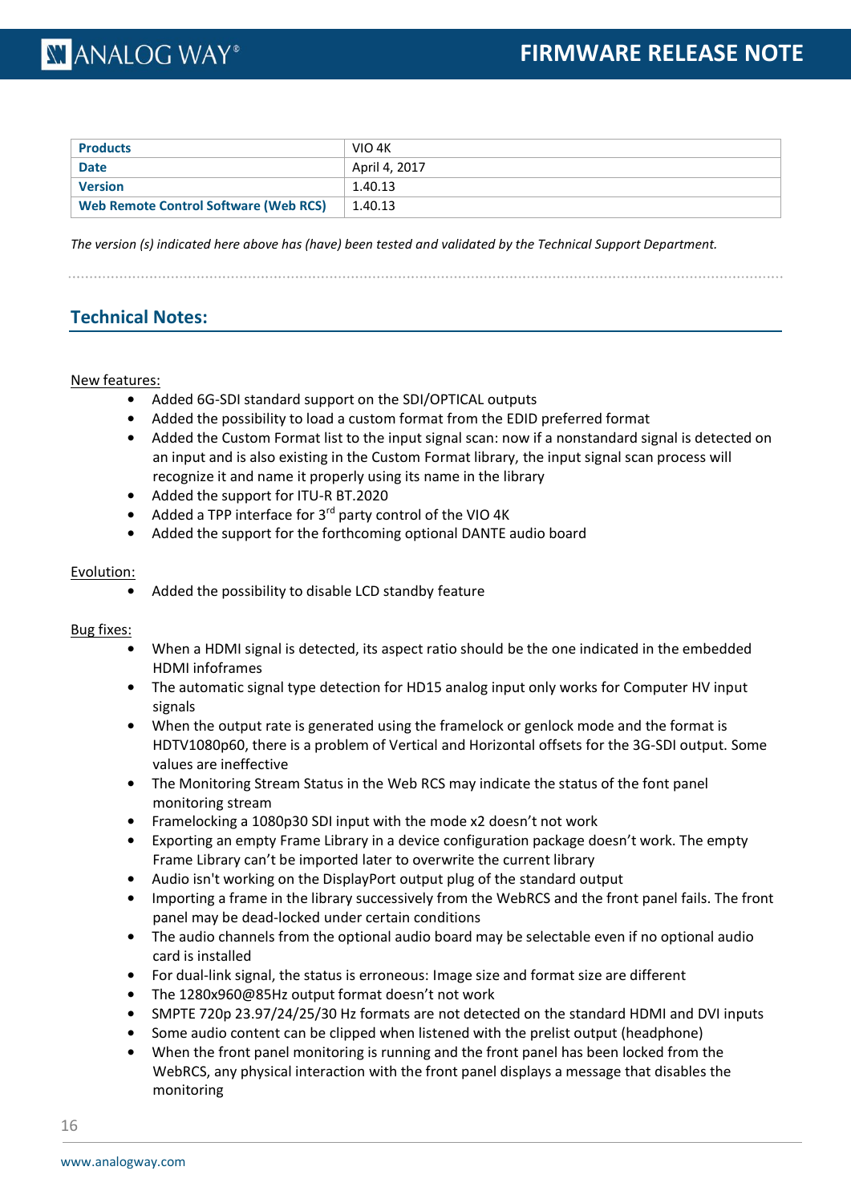| Products | VIO 4K |
|---|---|
| Date | April 4, 2017 |
| Version | 1.40.13 |
| Web Remote Control Software (Web RCS) | 1.40.13 |

*The version (s) indicated here above has (have) been tested and validated by the Technical Support Department.*

## Technical Notes:

New features:

- Added 6G-SDI standard support on the SDI/OPTICAL outputs
- Added the possibility to load a custom format from the EDID preferred format
- Added the Custom Format list to the input signal scan: now if a nonstandard signal is detected on an input and is also existing in the Custom Format library, the input signal scan process will recognize it and name it properly using its name in the library
- Added the support for ITU-R BT.2020
- Added a TPP interface for 3rd party control of the VIO 4K
- Added the support for the forthcoming optional DANTE audio board

Evolution:

- Added the possibility to disable LCD standby feature

Bug fixes:

- When a HDMI signal is detected, its aspect ratio should be the one indicated in the embedded HDMI infoframes
- The automatic signal type detection for HD15 analog input only works for Computer HV input signals
- When the output rate is generated using the framelock or genlock mode and the format is HDTV1080p60, there is a problem of Vertical and Horizontal offsets for the 3G-SDI output. Some values are ineffective
- The Monitoring Stream Status in the Web RCS may indicate the status of the font panel monitoring stream
- Framelocking a 1080p30 SDI input with the mode x2 doesn't not work
- Exporting an empty Frame Library in a device configuration package doesn't work. The empty Frame Library can't be imported later to overwrite the current library
- Audio isn't working on the DisplayPort output plug of the standard output
- Importing a frame in the library successively from the WebRCS and the front panel fails. The front panel may be dead-locked under certain conditions
- The audio channels from the optional audio board may be selectable even if no optional audio card is installed
- For dual-link signal, the status is erroneous: Image size and format size are different
- The 1280x960@85Hz output format doesn't work
- SMPTE 720p 23.97/24/25/30 Hz formats are not detected on the standard HDMI and DVI inputs
- Some audio content can be clipped when listened with the prelist output (headphone)
- When the front panel monitoring is running and the front panel has been locked from the WebRCS, any physical interaction with the front panel displays a message that disables the monitoring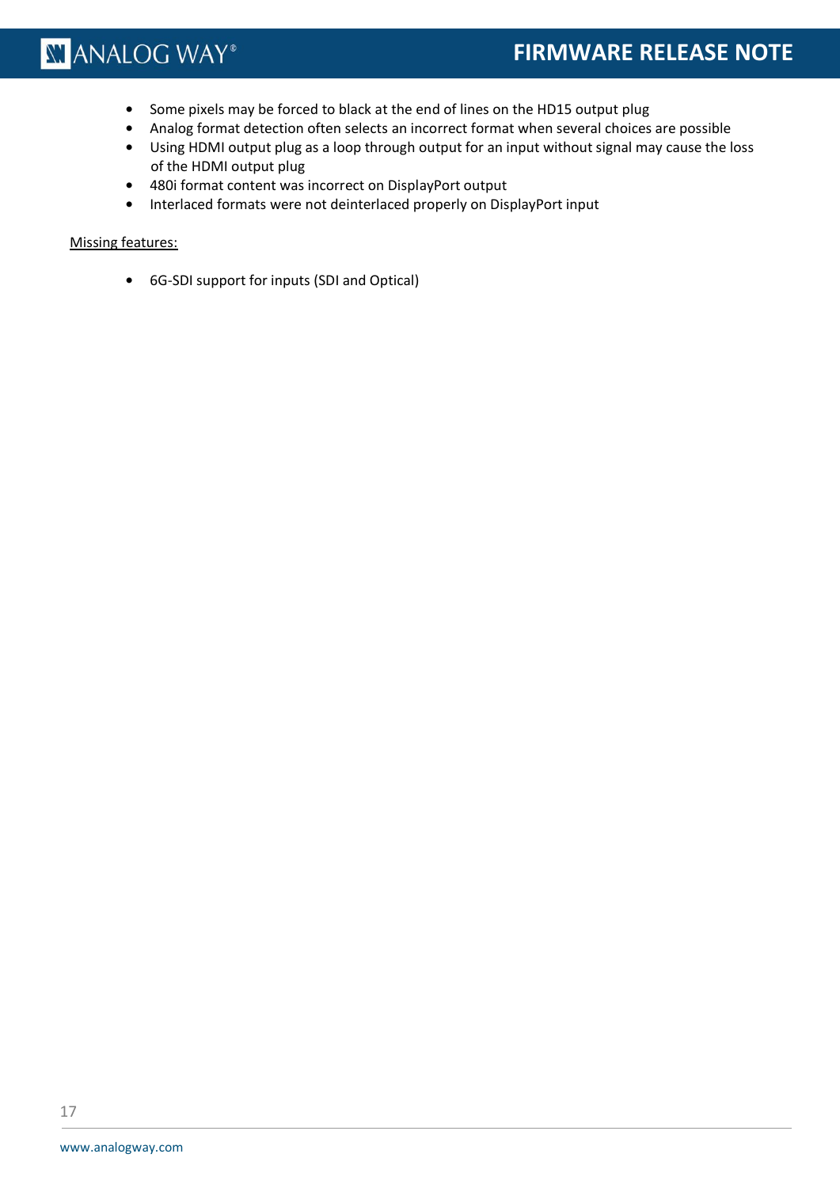- Some pixels may be forced to black at the end of lines on the HD15 output plug
- Analog format detection often selects an incorrect format when several choices are possible
- Using HDMI output plug as a loop through output for an input without signal may cause the loss of the HDMI output plug
- 480i format content was incorrect on DisplayPort output
- Interlaced formats were not deinterlaced properly on DisplayPort input

Missing features:

- 6G-SDI support for inputs (SDI and Optical)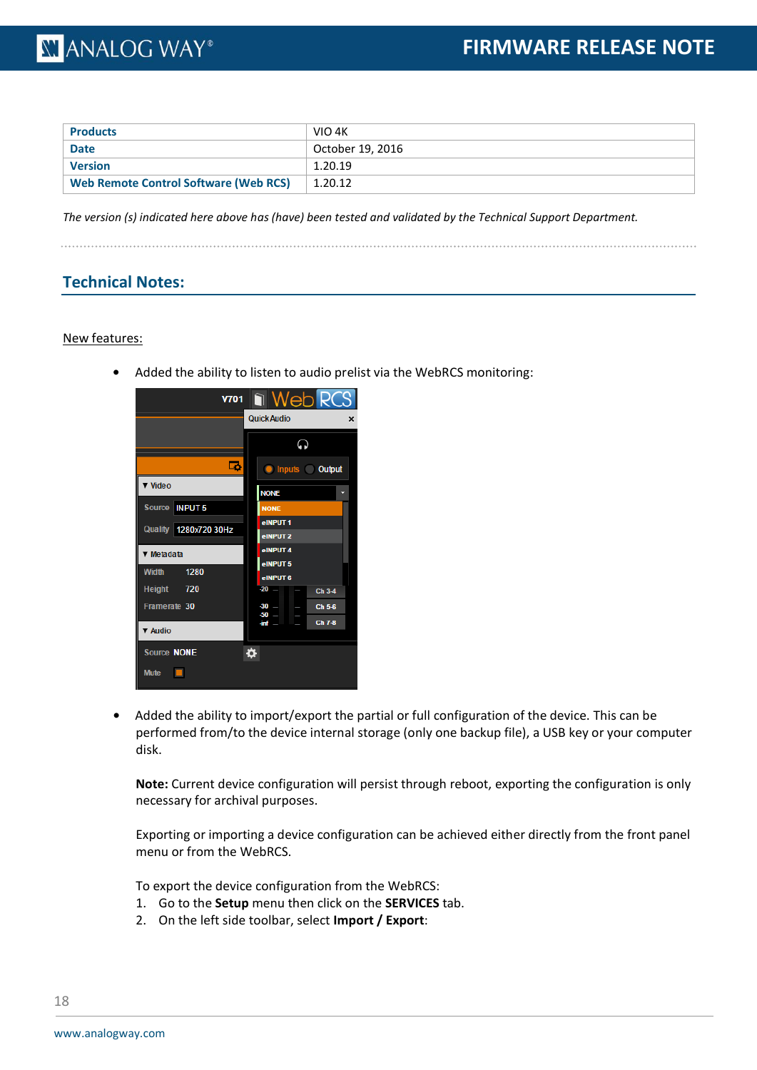| Products | VIO 4K |
|---|---|
| Date | October 19, 2016 |
| Version | 1.20.19 |
| Web Remote Control Software (Web RCS) | 1.20.12 |

*The version (s) indicated here above has (have) been tested and validated by the Technical Support Department.*

## Technical Notes:

New features:

- Added the ability to listen to audio prelist via the WebRCS monitoring:

- Added the ability to import/export the partial or full configuration of the device. This can be performed from/to the device internal storage (only one backup file), a USB key or your computer disk.

  **Note:** Current device configuration will persist through reboot, exporting the configuration is only necessary for archival purposes.

  Exporting or importing a device configuration can be achieved either directly from the front panel menu or from the WebRCS.

  To export the device configuration from the WebRCS:
  1. Go to the **Setup** menu then click on the **SERVICES** tab.
  2. On the left side toolbar, select **Import / Export**: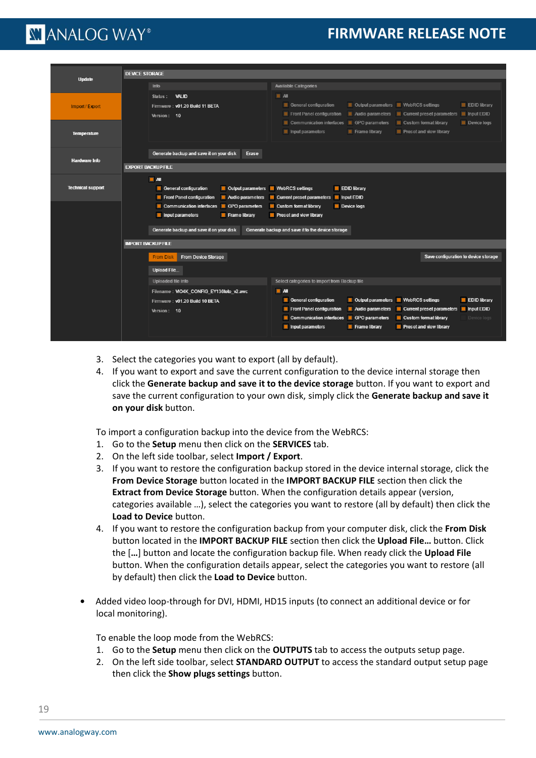3. Select the categories you want to export (all by default).
4. If you want to export and save the current configuration to the device internal storage then click the **Generate backup and save it to the device storage** button. If you want to export and save the current configuration to your own disk, simply click the **Generate backup and save it on your disk** button.

To import a configuration backup into the device from the WebRCS:

1. Go to the **Setup** menu then click on the **SERVICES** tab.
2. On the left side toolbar, select **Import / Export**.
3. If you want to restore the configuration backup stored in the device internal storage, click the **From Device Storage** button located in the **IMPORT BACKUP FILE** section then click the **Extract from Device Storage** button. When the configuration details appear (version, categories available …), select the categories you want to restore (all by default) then click the **Load to Device** button.
4. If you want to restore the configuration backup from your computer disk, click the **From Disk** button located in the **IMPORT BACKUP FILE** section then click the **Upload File…** button. Click the **[…]** button and locate the configuration backup file. When ready click the **Upload File** button. When the configuration details appear, select the categories you want to restore (all by default) then click the **Load to Device** button.

- Added video loop-through for DVI, HDMI, HD15 inputs (to connect an additional device or for local monitoring).

  To enable the loop mode from the WebRCS:

  1. Go to the **Setup** menu then click on the **OUTPUTS** tab to access the outputs setup page.
  2. On the left side toolbar, select **STANDARD OUTPUT** to access the standard output setup page then click the **Show plugs settings** button.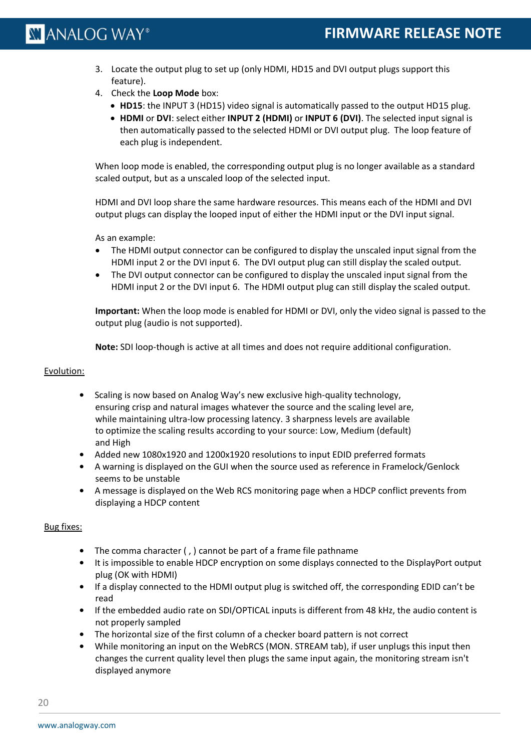3. Locate the output plug to set up (only HDMI, HD15 and DVI output plugs support this feature).
4. Check the **Loop Mode** box:
   - **HD15**: the INPUT 3 (HD15) video signal is automatically passed to the output HD15 plug.
   - **HDMI** or **DVI**: select either **INPUT 2 (HDMI)** or **INPUT 6 (DVI)**. The selected input signal is then automatically passed to the selected HDMI or DVI output plug. The loop feature of each plug is independent.

When loop mode is enabled, the corresponding output plug is no longer available as a standard scaled output, but as a unscaled loop of the selected input.

HDMI and DVI loop share the same hardware resources. This means each of the HDMI and DVI output plugs can display the looped input of either the HDMI input or the DVI input signal.

As an example:

- The HDMI output connector can be configured to display the unscaled input signal from the HDMI input 2 or the DVI input 6. The DVI output plug can still display the scaled output.
- The DVI output connector can be configured to display the unscaled input signal from the HDMI input 2 or the DVI input 6. The HDMI output plug can still display the scaled output.

**Important:** When the loop mode is enabled for HDMI or DVI, only the video signal is passed to the output plug (audio is not supported).

**Note:** SDI loop-though is active at all times and does not require additional configuration.

<u>Evolution:</u>

- Scaling is now based on Analog Way's new exclusive high-quality technology, ensuring crisp and natural images whatever the source and the scaling level are, while maintaining ultra-low processing latency. 3 sharpness levels are available to optimize the scaling results according to your source: Low, Medium (default) and High
- Added new 1080x1920 and 1200x1920 resolutions to input EDID preferred formats
- A warning is displayed on the GUI when the source used as reference in Framelock/Genlock seems to be unstable
- A message is displayed on the Web RCS monitoring page when a HDCP conflict prevents from displaying a HDCP content

<u>Bug fixes:</u>

- The comma character ( , ) cannot be part of a frame file pathname
- It is impossible to enable HDCP encryption on some displays connected to the DisplayPort output plug (OK with HDMI)
- If a display connected to the HDMI output plug is switched off, the corresponding EDID can't be read
- If the embedded audio rate on SDI/OPTICAL inputs is different from 48 kHz, the audio content is not properly sampled
- The horizontal size of the first column of a checker board pattern is not correct
- While monitoring an input on the WebRCS (MON. STREAM tab), if user unplugs this input then changes the current quality level then plugs the same input again, the monitoring stream isn't displayed anymore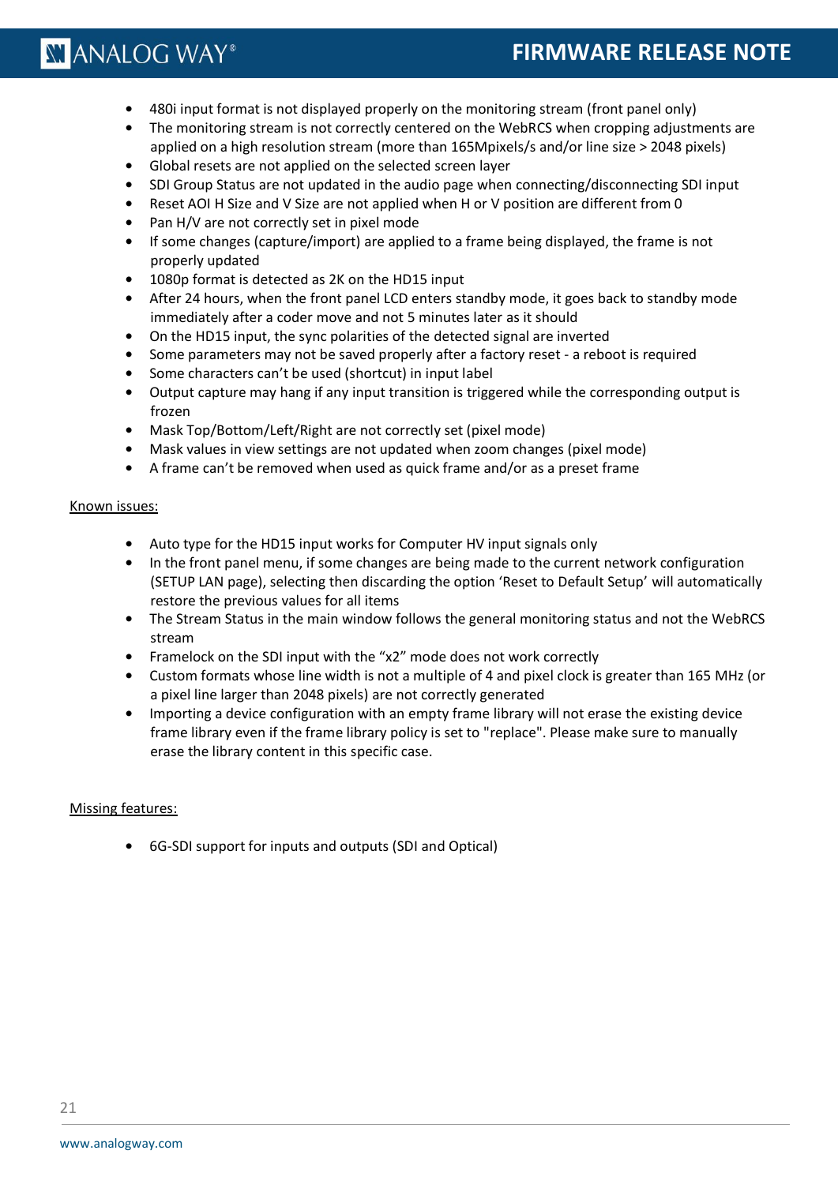- 480i input format is not displayed properly on the monitoring stream (front panel only)
- The monitoring stream is not correctly centered on the WebRCS when cropping adjustments are applied on a high resolution stream (more than 165Mpixels/s and/or line size > 2048 pixels)
- Global resets are not applied on the selected screen layer
- SDI Group Status are not updated in the audio page when connecting/disconnecting SDI input
- Reset AOI H Size and V Size are not applied when H or V position are different from 0
- Pan H/V are not correctly set in pixel mode
- If some changes (capture/import) are applied to a frame being displayed, the frame is not properly updated
- 1080p format is detected as 2K on the HD15 input
- After 24 hours, when the front panel LCD enters standby mode, it goes back to standby mode immediately after a coder move and not 5 minutes later as it should
- On the HD15 input, the sync polarities of the detected signal are inverted
- Some parameters may not be saved properly after a factory reset - a reboot is required
- Some characters can't be used (shortcut) in input label
- Output capture may hang if any input transition is triggered while the corresponding output is frozen
- Mask Top/Bottom/Left/Right are not correctly set (pixel mode)
- Mask values in view settings are not updated when zoom changes (pixel mode)
- A frame can't be removed when used as quick frame and/or as a preset frame

Known issues:

- Auto type for the HD15 input works for Computer HV input signals only
- In the front panel menu, if some changes are being made to the current network configuration (SETUP LAN page), selecting then discarding the option 'Reset to Default Setup' will automatically restore the previous values for all items
- The Stream Status in the main window follows the general monitoring status and not the WebRCS stream
- Framelock on the SDI input with the "x2" mode does not work correctly
- Custom formats whose line width is not a multiple of 4 and pixel clock is greater than 165 MHz (or a pixel line larger than 2048 pixels) are not correctly generated
- Importing a device configuration with an empty frame library will not erase the existing device frame library even if the frame library policy is set to "replace". Please make sure to manually erase the library content in this specific case.

Missing features:

- 6G-SDI support for inputs and outputs (SDI and Optical)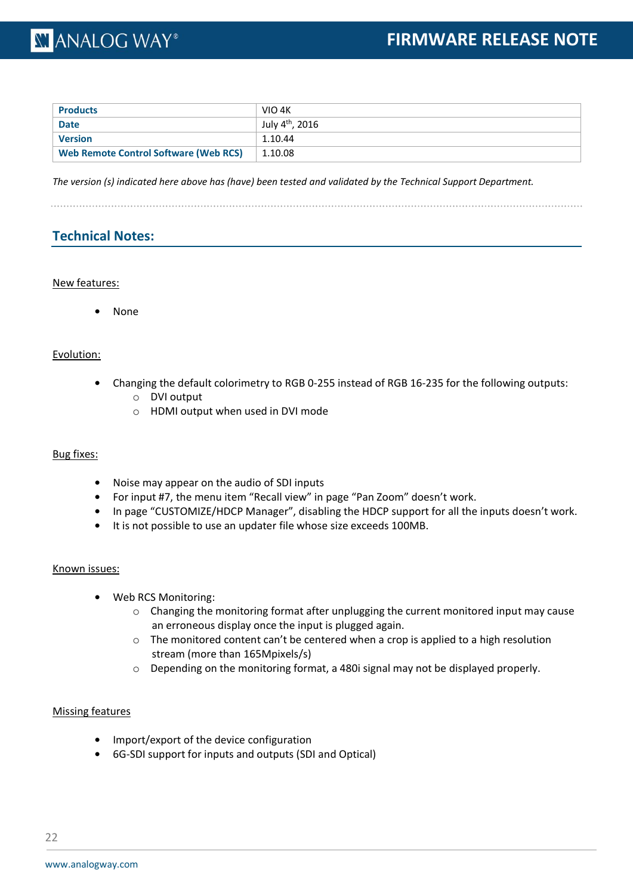| Products | VIO 4K |
| --- | --- |
| Date | July 4th, 2016 |
| Version | 1.10.44 |
| Web Remote Control Software (Web RCS) | 1.10.08 |

*The version (s) indicated here above has (have) been tested and validated by the Technical Support Department.*

## Technical Notes:

New features:

- None

Evolution:

- Changing the default colorimetry to RGB 0-255 instead of RGB 16-235 for the following outputs:
  - DVI output
  - HDMI output when used in DVI mode

Bug fixes:

- Noise may appear on the audio of SDI inputs
- For input #7, the menu item “Recall view” in page “Pan Zoom” doesn’t work.
- In page “CUSTOMIZE/HDCP Manager”, disabling the HDCP support for all the inputs doesn’t work.
- It is not possible to use an updater file whose size exceeds 100MB.

Known issues:

- Web RCS Monitoring:
  - Changing the monitoring format after unplugging the current monitored input may cause an erroneous display once the input is plugged again.
  - The monitored content can’t be centered when a crop is applied to a high resolution stream (more than 165Mpixels/s)
  - Depending on the monitoring format, a 480i signal may not be displayed properly.

Missing features

- Import/export of the device configuration
- 6G-SDI support for inputs and outputs (SDI and Optical)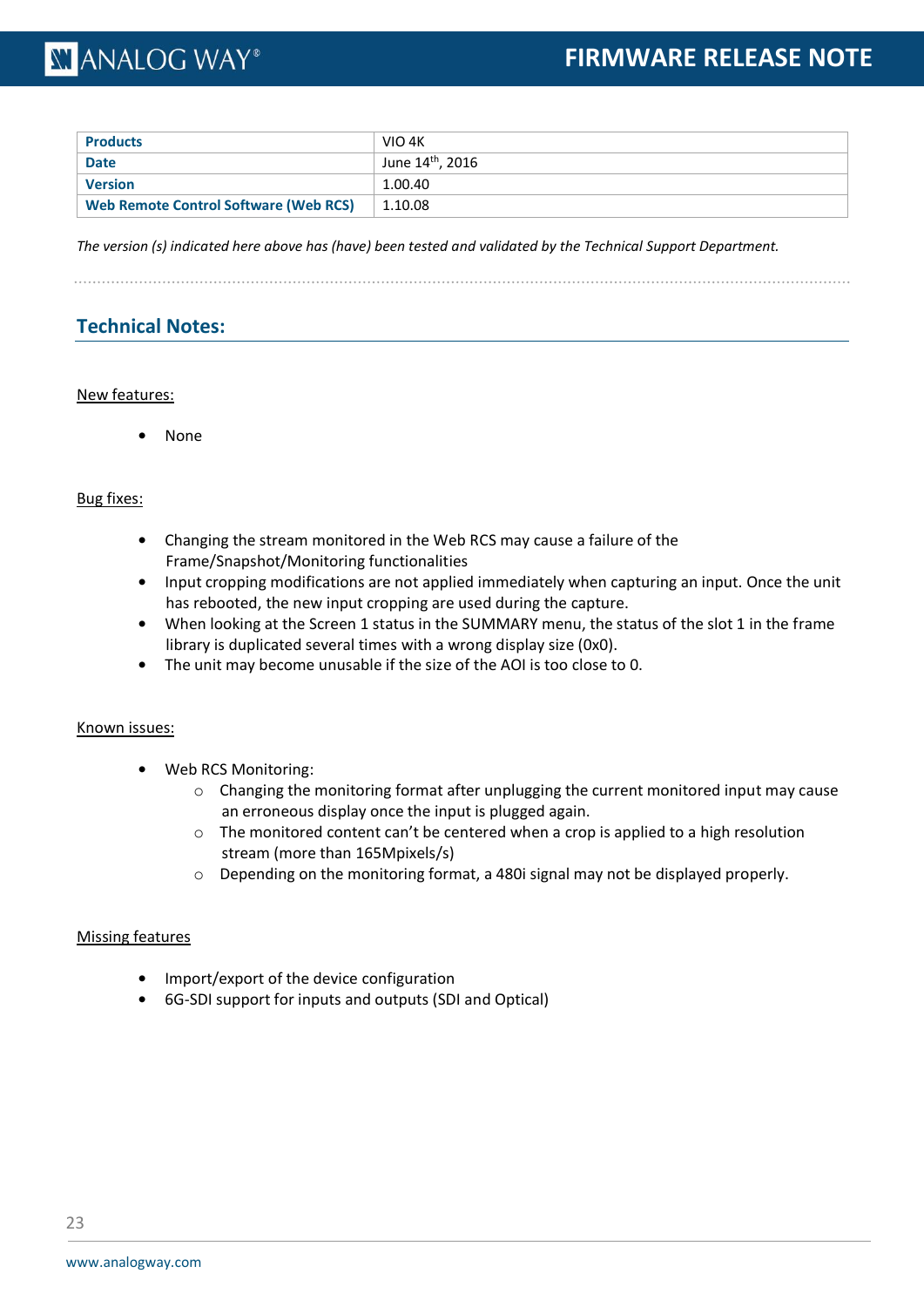| Products | VIO 4K |
| --- | --- |
| Date | June 14th, 2016 |
| Version | 1.00.40 |
| Web Remote Control Software (Web RCS) | 1.10.08 |

*The version (s) indicated here above has (have) been tested and validated by the Technical Support Department.*

## Technical Notes:

New features:

- None

Bug fixes:

- Changing the stream monitored in the Web RCS may cause a failure of the Frame/Snapshot/Monitoring functionalities
- Input cropping modifications are not applied immediately when capturing an input. Once the unit has rebooted, the new input cropping are used during the capture.
- When looking at the Screen 1 status in the SUMMARY menu, the status of the slot 1 in the frame library is duplicated several times with a wrong display size (0x0).
- The unit may become unusable if the size of the AOI is too close to 0.

Known issues:

- Web RCS Monitoring:
  - Changing the monitoring format after unplugging the current monitored input may cause an erroneous display once the input is plugged again.
  - The monitored content can't be centered when a crop is applied to a high resolution stream (more than 165Mpixels/s)
  - Depending on the monitoring format, a 480i signal may not be displayed properly.

Missing features

- Import/export of the device configuration
- 6G-SDI support for inputs and outputs (SDI and Optical)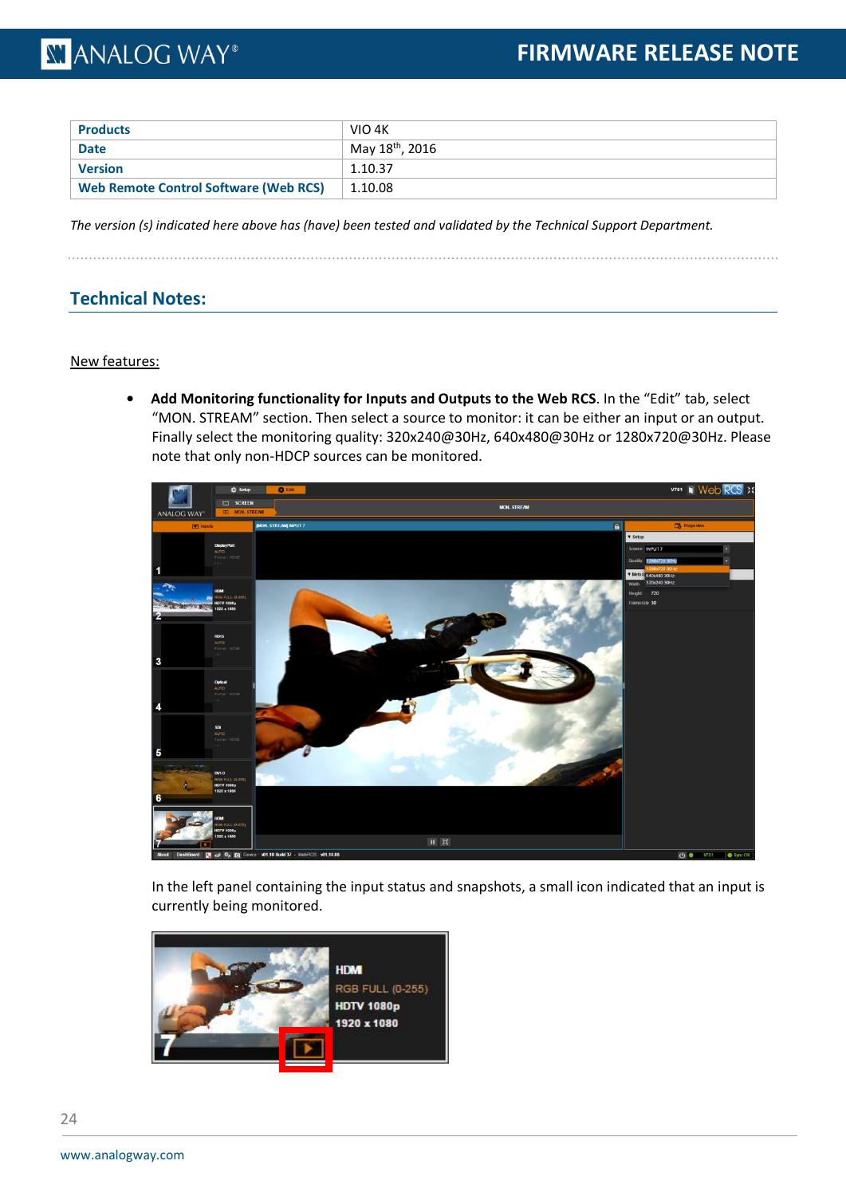| Products | VIO 4K |
|---|---|
| Date | May 18th, 2016 |
| Version | 1.10.37 |
| Web Remote Control Software (Web RCS) | 1.10.08 |

*The version (s) indicated here above has (have) been tested and validated by the Technical Support Department.*

## Technical Notes:

New features:

- **Add Monitoring functionality for Inputs and Outputs to the Web RCS**. In the “Edit” tab, select “MON. STREAM” section. Then select a source to monitor: it can be either an input or an output. Finally select the monitoring quality: 320x240@30Hz, 640x480@30Hz or 1280x720@30Hz. Please note that only non-HDCP sources can be monitored.

In the left panel containing the input status and snapshots, a small icon indicated that an input is currently being monitored.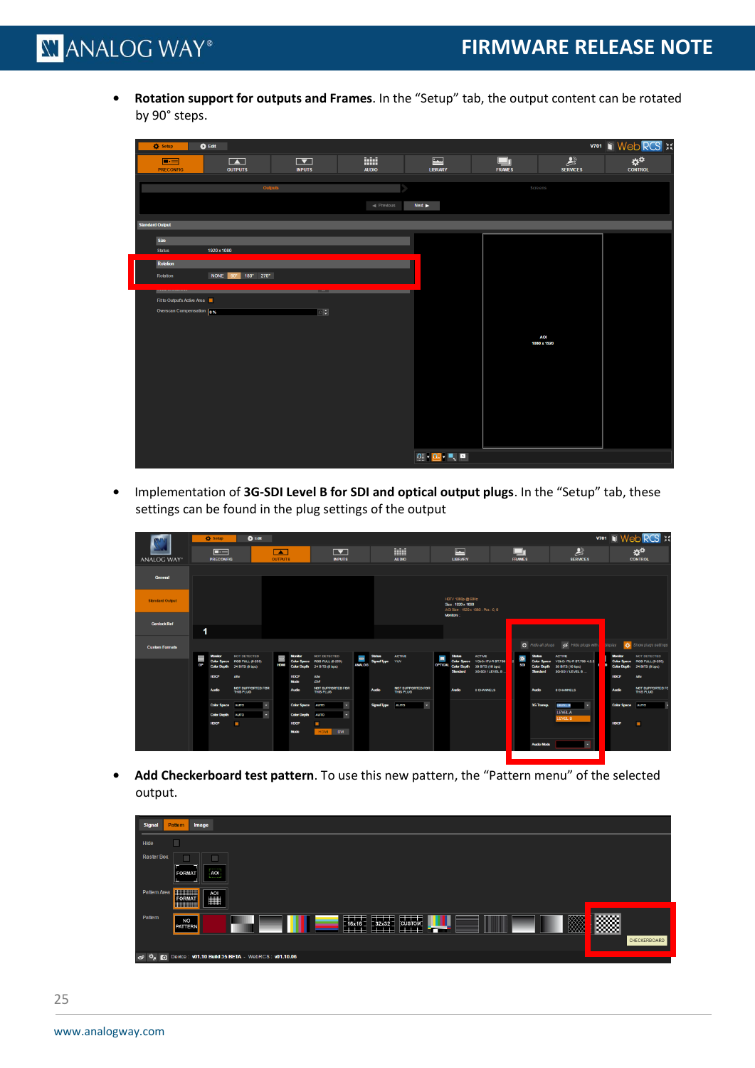- **Rotation support for outputs and Frames**. In the “Setup” tab, the output content can be rotated by 90° steps.

- Implementation of **3G-SDI Level B for SDI and optical output plugs**. In the “Setup” tab, these settings can be found in the plug settings of the output

- **Add Checkerboard test pattern**. To use this new pattern, the “Pattern menu” of the selected output.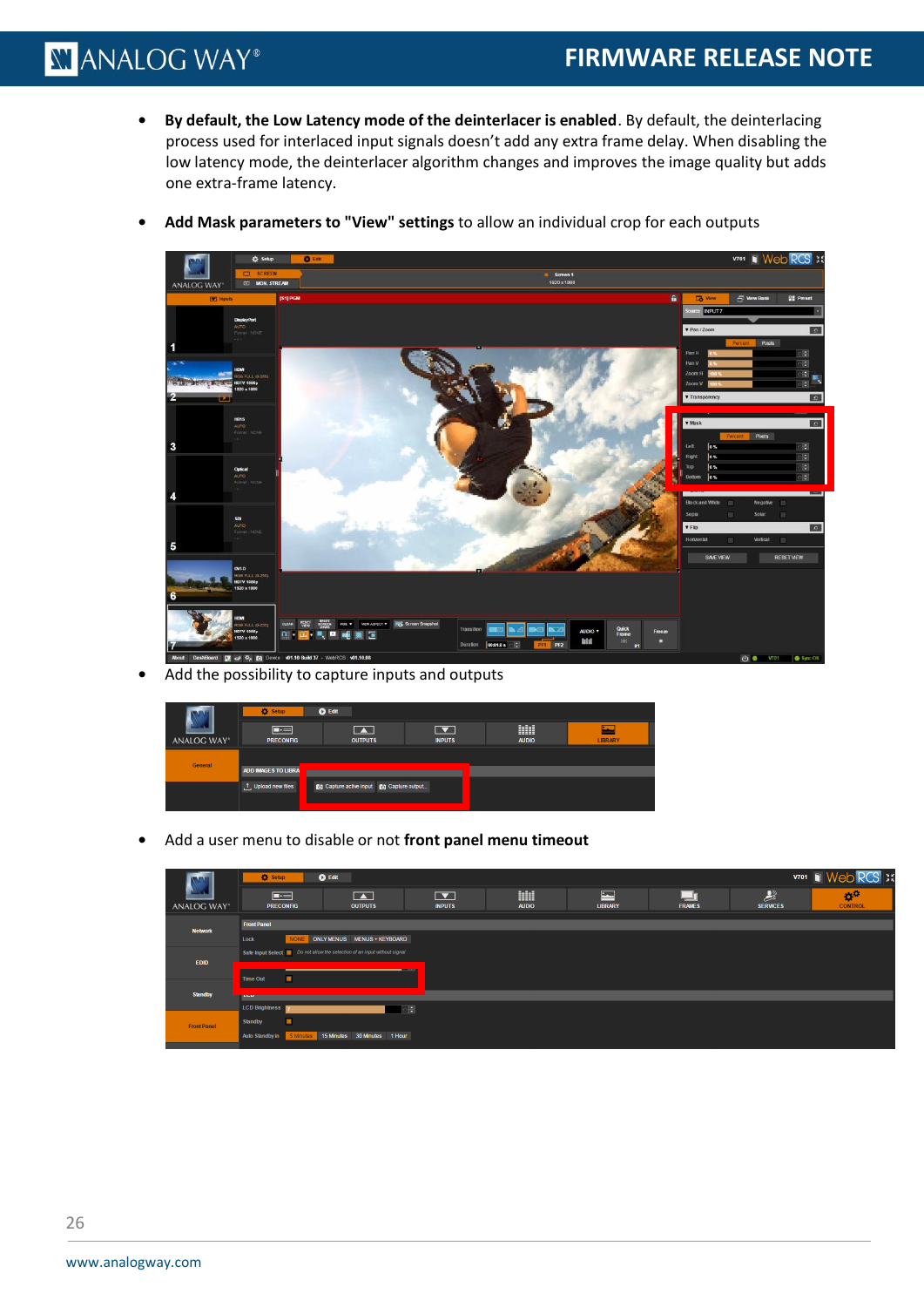- **By default, the Low Latency mode of the deinterlacer is enabled**. By default, the deinterlacing process used for interlaced input signals doesn't add any extra frame delay. When disabling the low latency mode, the deinterlacer algorithm changes and improves the image quality but adds one extra-frame latency.

- **Add Mask parameters to "View" settings** to allow an individual crop for each outputs

- Add the possibility to capture inputs and outputs

- Add a user menu to disable or not **front panel menu timeout**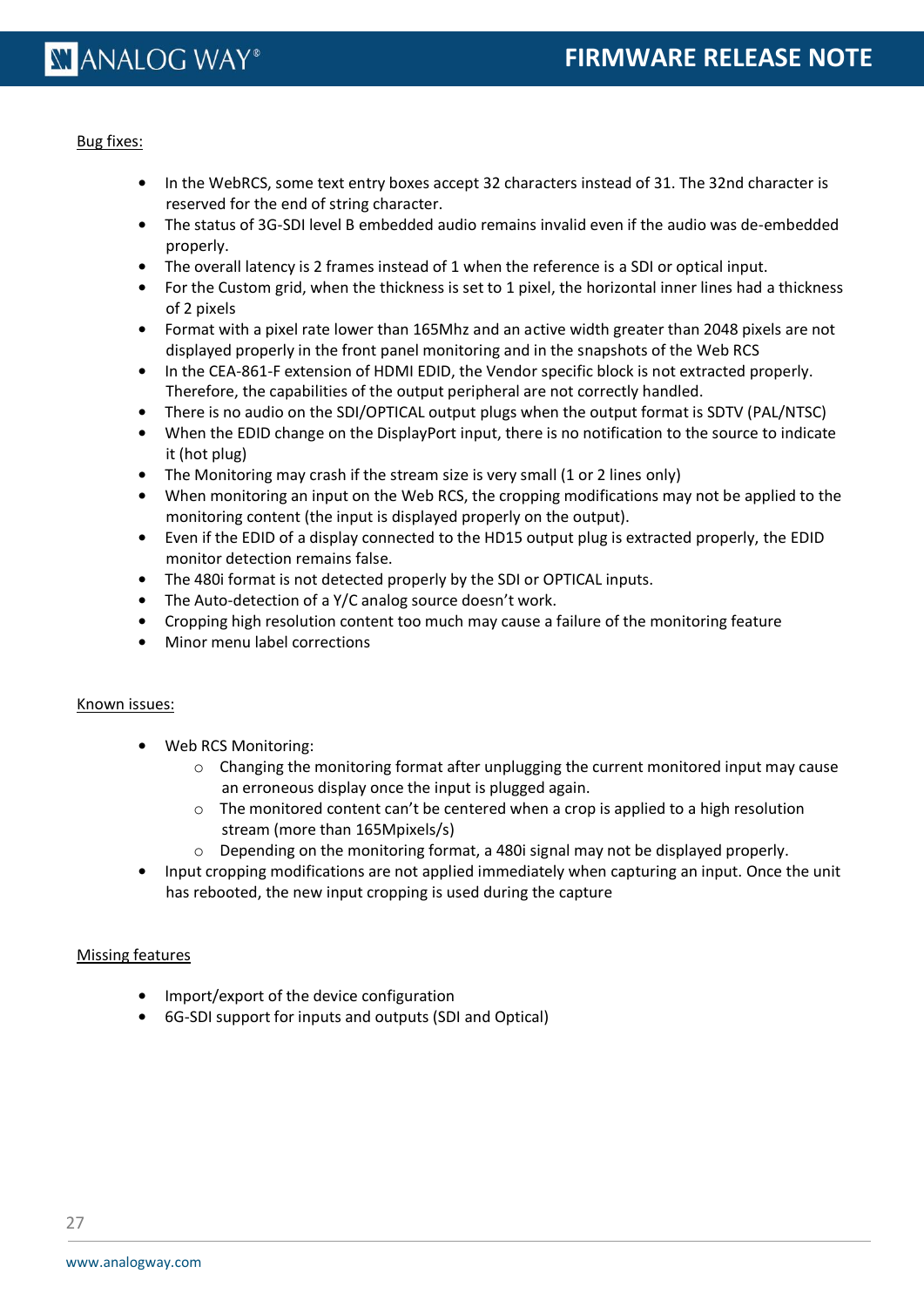Bug fixes:

- In the WebRCS, some text entry boxes accept 32 characters instead of 31. The 32nd character is reserved for the end of string character.
- The status of 3G-SDI level B embedded audio remains invalid even if the audio was de-embedded properly.
- The overall latency is 2 frames instead of 1 when the reference is a SDI or optical input.
- For the Custom grid, when the thickness is set to 1 pixel, the horizontal inner lines had a thickness of 2 pixels
- Format with a pixel rate lower than 165Mhz and an active width greater than 2048 pixels are not displayed properly in the front panel monitoring and in the snapshots of the Web RCS
- In the CEA-861-F extension of HDMI EDID, the Vendor specific block is not extracted properly. Therefore, the capabilities of the output peripheral are not correctly handled.
- There is no audio on the SDI/OPTICAL output plugs when the output format is SDTV (PAL/NTSC)
- When the EDID change on the DisplayPort input, there is no notification to the source to indicate it (hot plug)
- The Monitoring may crash if the stream size is very small (1 or 2 lines only)
- When monitoring an input on the Web RCS, the cropping modifications may not be applied to the monitoring content (the input is displayed properly on the output).
- Even if the EDID of a display connected to the HD15 output plug is extracted properly, the EDID monitor detection remains false.
- The 480i format is not detected properly by the SDI or OPTICAL inputs.
- The Auto-detection of a Y/C analog source doesn't work.
- Cropping high resolution content too much may cause a failure of the monitoring feature
- Minor menu label corrections

Known issues:

- Web RCS Monitoring:
  - Changing the monitoring format after unplugging the current monitored input may cause an erroneous display once the input is plugged again.
  - The monitored content can't be centered when a crop is applied to a high resolution stream (more than 165Mpixels/s)
  - Depending on the monitoring format, a 480i signal may not be displayed properly.
- Input cropping modifications are not applied immediately when capturing an input. Once the unit has rebooted, the new input cropping is used during the capture

Missing features

- Import/export of the device configuration
- 6G-SDI support for inputs and outputs (SDI and Optical)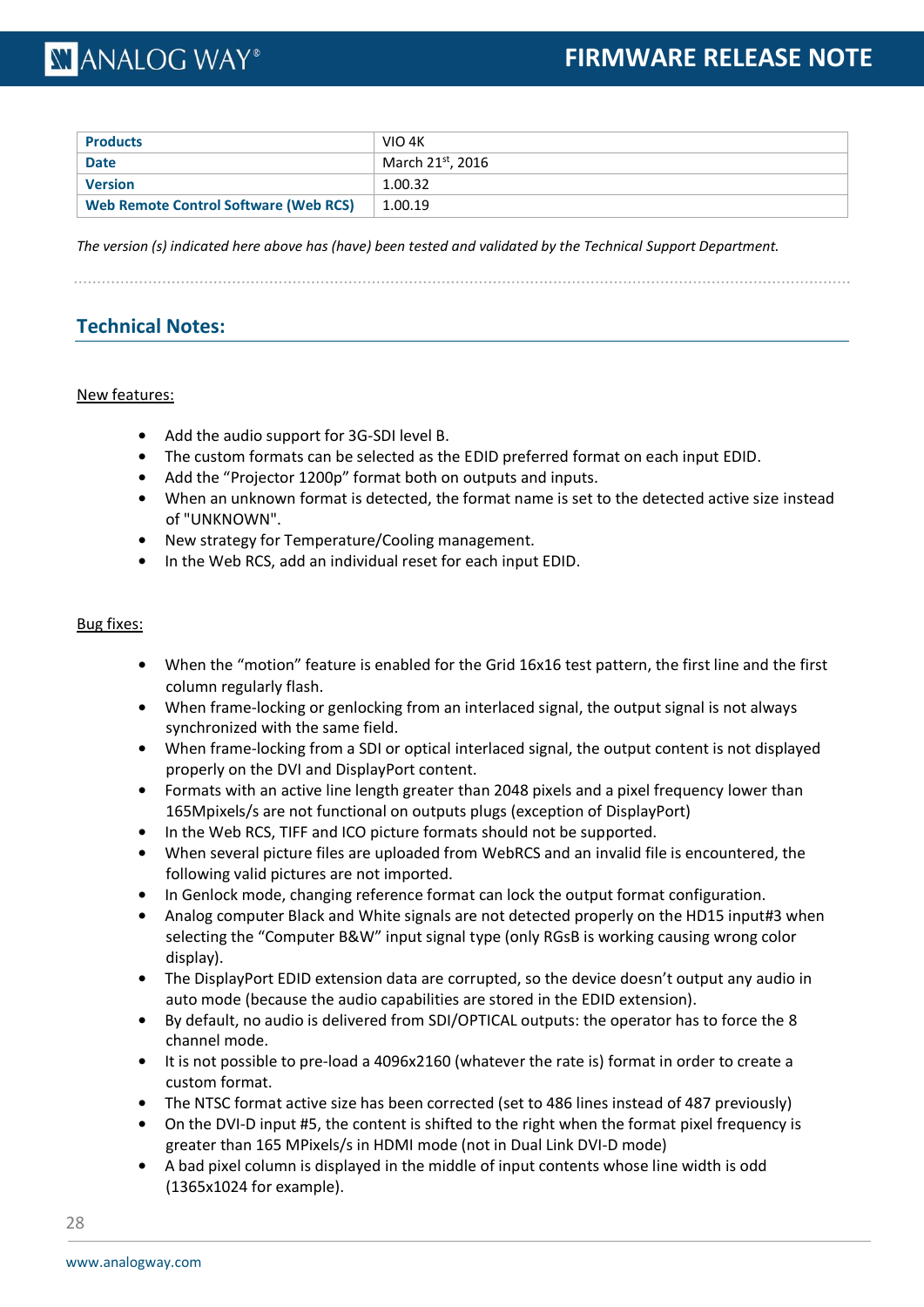| Products | VIO 4K |
|---|---|
| Date | March 21st, 2016 |
| Version | 1.00.32 |
| Web Remote Control Software (Web RCS) | 1.00.19 |

*The version (s) indicated here above has (have) been tested and validated by the Technical Support Department.*

## Technical Notes:

New features:

- Add the audio support for 3G-SDI level B.
- The custom formats can be selected as the EDID preferred format on each input EDID.
- Add the “Projector 1200p” format both on outputs and inputs.
- When an unknown format is detected, the format name is set to the detected active size instead of "UNKNOWN".
- New strategy for Temperature/Cooling management.
- In the Web RCS, add an individual reset for each input EDID.

Bug fixes:

- When the “motion” feature is enabled for the Grid 16x16 test pattern, the first line and the first column regularly flash.
- When frame-locking or genlocking from an interlaced signal, the output signal is not always synchronized with the same field.
- When frame-locking from a SDI or optical interlaced signal, the output content is not displayed properly on the DVI and DisplayPort content.
- Formats with an active line length greater than 2048 pixels and a pixel frequency lower than 165Mpixels/s are not functional on outputs plugs (exception of DisplayPort)
- In the Web RCS, TIFF and ICO picture formats should not be supported.
- When several picture files are uploaded from WebRCS and an invalid file is encountered, the following valid pictures are not imported.
- In Genlock mode, changing reference format can lock the output format configuration.
- Analog computer Black and White signals are not detected properly on the HD15 input#3 when selecting the “Computer B&W” input signal type (only RGsB is working causing wrong color display).
- The DisplayPort EDID extension data are corrupted, so the device doesn’t output any audio in auto mode (because the audio capabilities are stored in the EDID extension).
- By default, no audio is delivered from SDI/OPTICAL outputs: the operator has to force the 8 channel mode.
- It is not possible to pre-load a 4096x2160 (whatever the rate is) format in order to create a custom format.
- The NTSC format active size has been corrected (set to 486 lines instead of 487 previously)
- On the DVI-D input #5, the content is shifted to the right when the format pixel frequency is greater than 165 MPixels/s in HDMI mode (not in Dual Link DVI-D mode)
- A bad pixel column is displayed in the middle of input contents whose line width is odd (1365x1024 for example).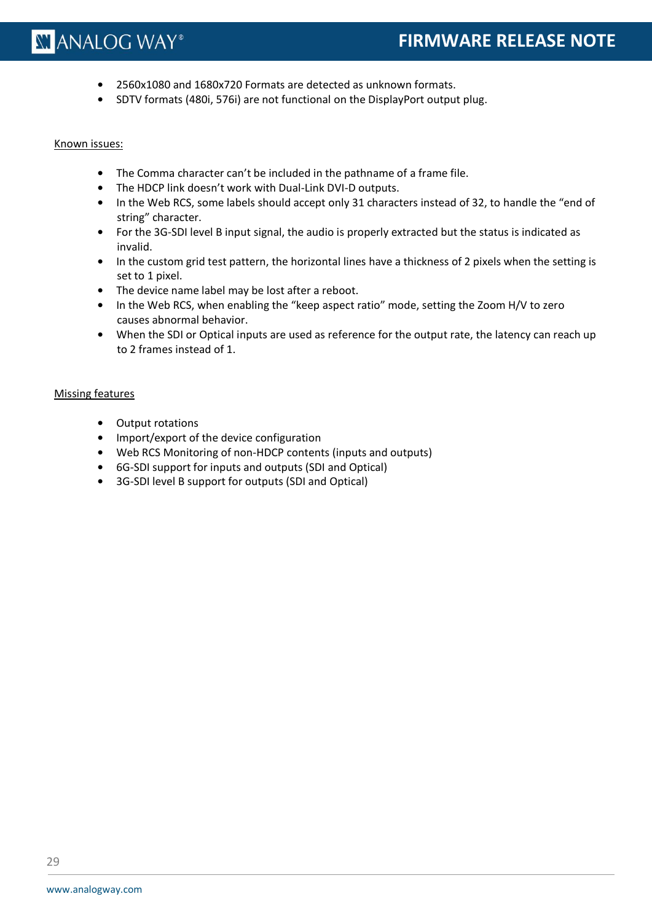- 2560x1080 and 1680x720 Formats are detected as unknown formats.
- SDTV formats (480i, 576i) are not functional on the DisplayPort output plug.

Known issues:

- The Comma character can't be included in the pathname of a frame file.
- The HDCP link doesn't work with Dual-Link DVI-D outputs.
- In the Web RCS, some labels should accept only 31 characters instead of 32, to handle the "end of string" character.
- For the 3G-SDI level B input signal, the audio is properly extracted but the status is indicated as invalid.
- In the custom grid test pattern, the horizontal lines have a thickness of 2 pixels when the setting is set to 1 pixel.
- The device name label may be lost after a reboot.
- In the Web RCS, when enabling the "keep aspect ratio" mode, setting the Zoom H/V to zero causes abnormal behavior.
- When the SDI or Optical inputs are used as reference for the output rate, the latency can reach up to 2 frames instead of 1.

Missing features

- Output rotations
- Import/export of the device configuration
- Web RCS Monitoring of non-HDCP contents (inputs and outputs)
- 6G-SDI support for inputs and outputs (SDI and Optical)
- 3G-SDI level B support for outputs (SDI and Optical)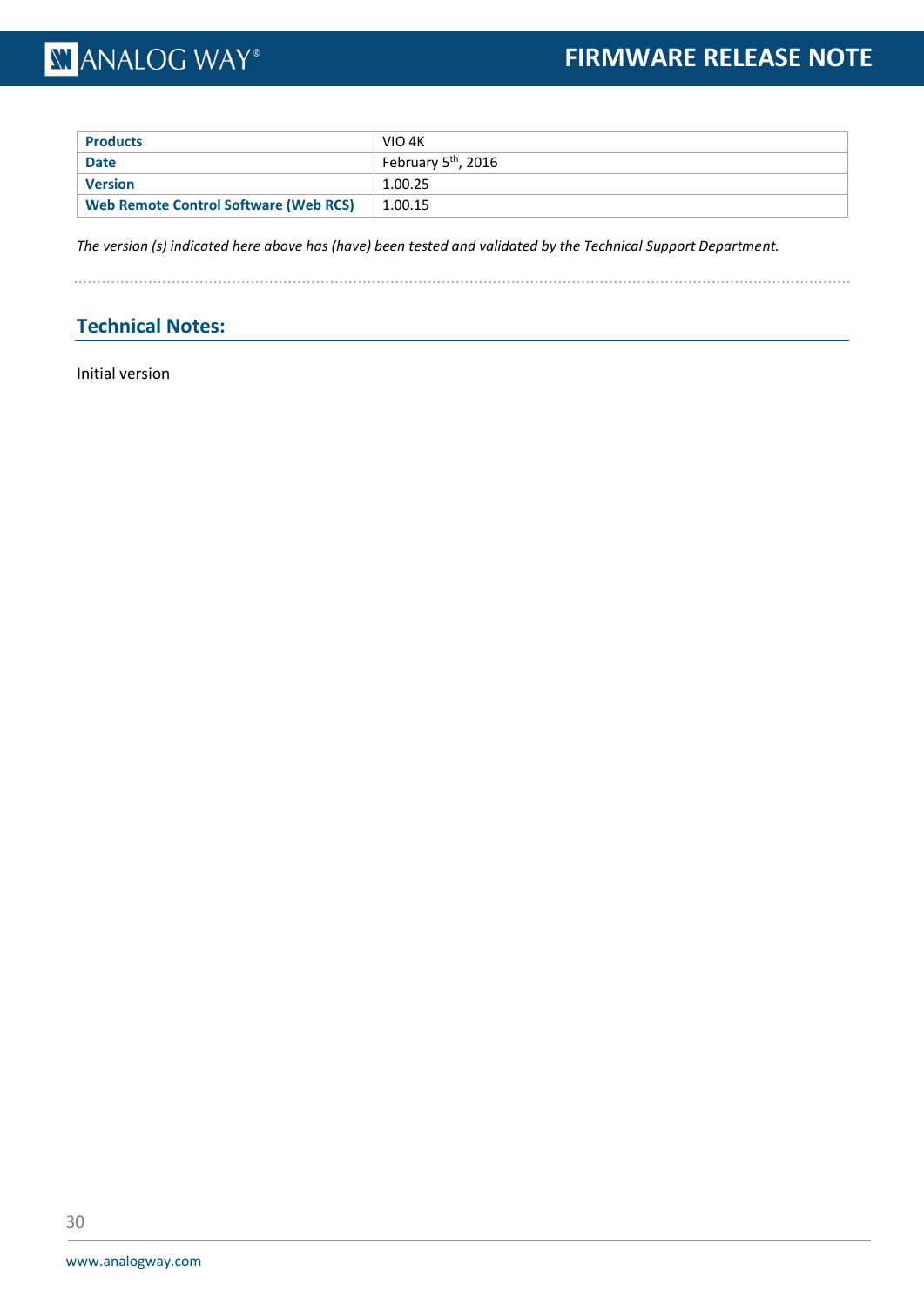| | |
|---|---|
| **Products** | VIO 4K |
| **Date** | February 5th, 2016 |
| **Version** | 1.00.25 |
| **Web Remote Control Software (Web RCS)** | 1.00.15 |

*The version (s) indicated here above has (have) been tested and validated by the Technical Support Department.*

## Technical Notes:

Initial version